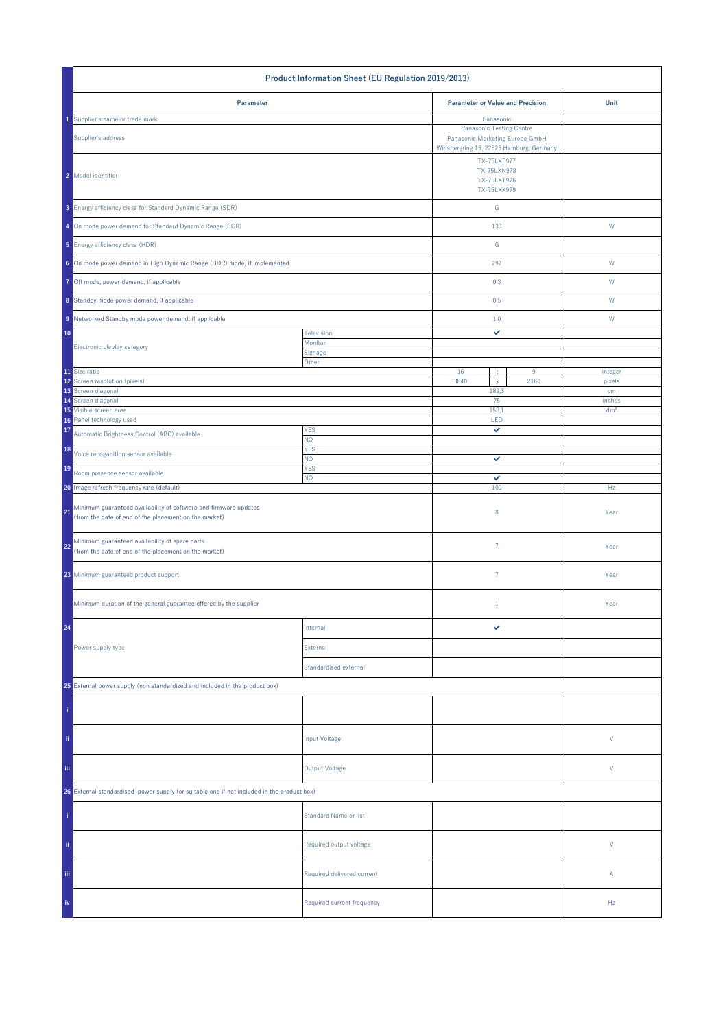# Product Information Sheet (EU Regulation 2019/2013)

| | Parameter | | Parameter or Value and Precision | | | Unit |
|---|---|---|---|---|---|---|
| 1 | Supplier's name or trade mark | | Panasonic | | | |
| | Supplier's address | | Panasonic Testing Centre<br>Panasonic Marketing Europe GmbH<br>Winsbergring 15, 22525 Hamburg, Germany | | | |
| 2 | Model identifier | | TX-75LXF977<br>TX-75LXN978<br>TX-75LXT976<br>TX-75LXX979 | | | |
| 3 | Energy efficiency class for Standard Dynamic Range (SDR) | | G | | | |
| 4 | On mode power demand for Standard Dynamic Range (SDR) | | 133 | | | W |
| 5 | Energy efficiency class (HDR) | | G | | | |
| 6 | On mode power demand in High Dynamic Range (HDR) mode, if implemented | | 297 | | | W |
| 7 | Off mode, power demand, if applicable | | 0,3 | | | W |
| 8 | Standby mode power demand, if applicable | | 0,5 | | | W |
| 9 | Networked Standby mode power demand, if applicable | | 1,0 | | | W |
| 10 | Electronic display category | Television | ✔ | | | |
| | | Monitor | | | | |
| | | Signage | | | | |
| | | Other | | | | |
| 11 | Size ratio | | 16 | : | 9 | integer |
| 12 | Screen resolution (pixels) | | 3840 | x | 2160 | pixels |
| 13 | Screen diagonal | | 189,3 | | | cm |
| 14 | Screen diagonal | | 75 | | | inches |
| 15 | Visible screen area | | 153,1 | | | dm² |
| 16 | Panel technology used | | LED | | | |
| 17 | Automatic Brightness Control (ABC) available | YES | ✔ | | | |
| | | NO | | | | |
| 18 | Voice recoganition sensor available | YES | | | | |
| | | NO | ✔ | | | |
| 19 | Room presence sensor available | YES | | | | |
| | | NO | ✔ | | | |
| 20 | Image refresh frequency rate (default) | | 100 | | | Hz |
| 21 | Minimum guaranteed availability of software and firmware updates (from the date of end of the placement on the market) | | 8 | | | Year |
| 22 | Minimum guaranteed availability of spare parts (from the date of end of the placement on the market) | | 7 | | | Year |
| 23 | Minimum guaranteed product support | | 7 | | | Year |
| | Minimum duration of the general guarantee offered by the supplier | | 1 | | | Year |
| 24 | Power supply type | Internal | ✔ | | | |
| | | External | | | | |
| | | Standardised external | | | | |
| 25 | External power supply (non standardized and included in the product box) | | | | | |
| i | | | | | | |
| ii | | Input Voltage | | | | V |
| iii | | Output Voltage | | | | V |
| 26 | External standardised power supply (or suitable one if not included in the product box) | | | | | |
| i | | Standard Name or list | | | | |
| ii | | Required output voltage | | | | V |
| iii | | Required delivered current | | | | A |
| iv | | Required current frequency | | | | Hz |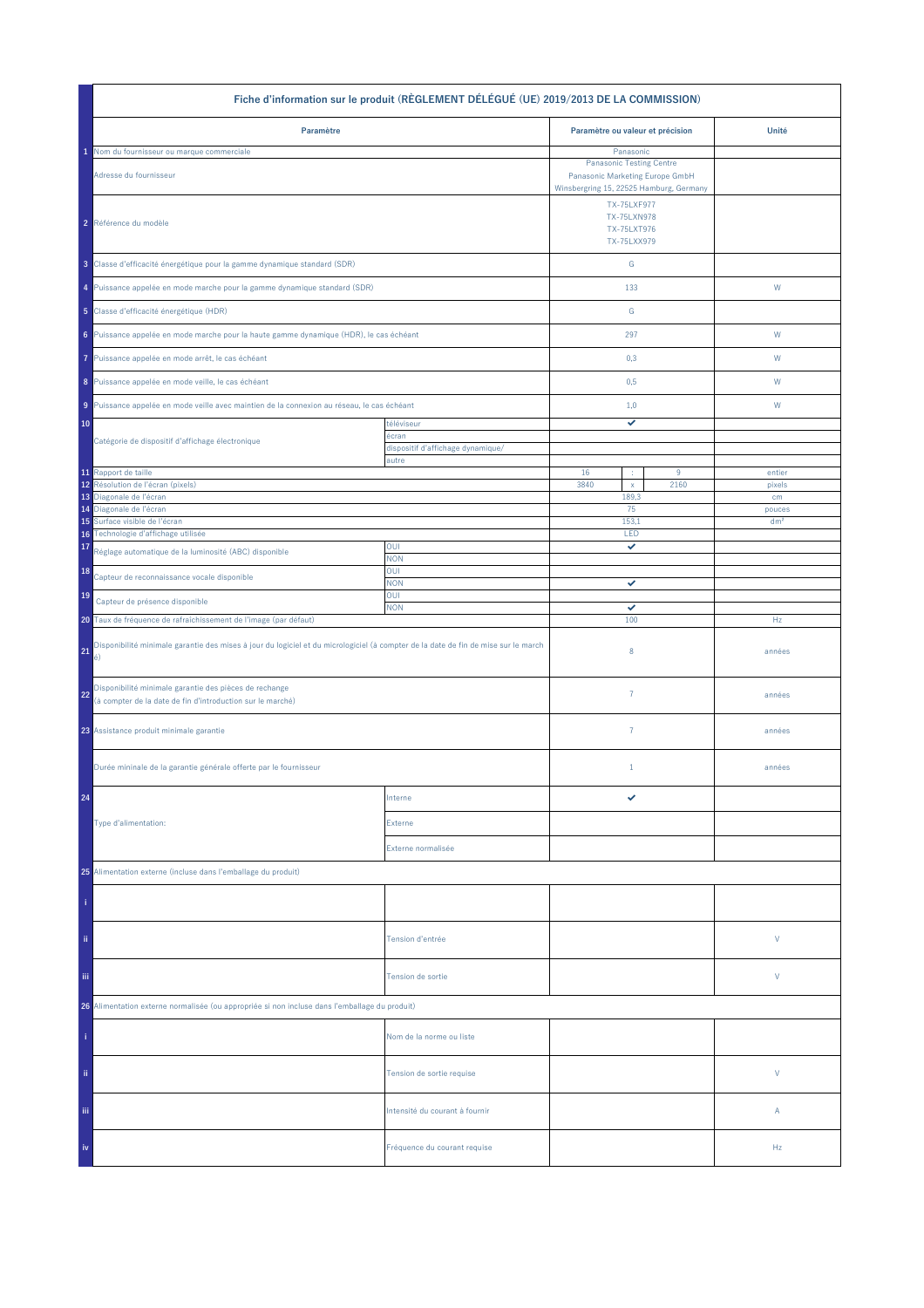| | Fiche d'information sur le produit (RÈGLEMENT DÉLÉGUÉ (UE) 2019/2013 DE LA COMMISSION) | | | | | |
|---|---|---|---|---|---|---|
| | **Paramètre** | | **Paramètre ou valeur et précision** | | | **Unité** |
| 1 | Nom du fournisseur ou marque commerciale | | Panasonic | | | |
| | Adresse du fournisseur | | Panasonic Testing Centre<br>Panasonic Marketing Europe GmbH<br>Winsbergring 15, 22525 Hamburg, Germany | | | |
| 2 | Référence du modèle | | TX-75LXF977<br>TX-75LXN978<br>TX-75LXT976<br>TX-75LXX979 | | | |
| 3 | Classe d'efficacité énergétique pour la gamme dynamique standard (SDR) | | G | | | |
| 4 | Puissance appelée en mode marche pour la gamme dynamique standard (SDR) | | 133 | | | W |
| 5 | Classe d'efficacité énergétique (HDR) | | G | | | |
| 6 | Puissance appelée en mode marche pour la haute gamme dynamique (HDR), le cas échéant | | 297 | | | W |
| 7 | Puissance appelée en mode arrêt, le cas échéant | | 0,3 | | | W |
| 8 | Puissance appelée en mode veille, le cas échéant | | 0,5 | | | W |
| 9 | Puissance appelée en mode veille avec maintien de la connexion au réseau, le cas échéant | | 1,0 | | | W |
| 10 | Catégorie de dispositif d'affichage électronique | téléviseur | ✔ | | | |
| | | écran | | | | |
| | | dispositif d'affichage dynamique/ | | | | |
| | | autre | | | | |
| 11 | Rapport de taille | | 16 | : | 9 | entier |
| 12 | Résolution de l'écran (pixels) | | 3840 | x | 2160 | pixels |
| 13 | Diagonale de l'écran | | 189,3 | | | cm |
| 14 | Diagonale de l'écran | | 75 | | | pouces |
| 15 | Surface visible de l'écran | | 153,1 | | | dm² |
| 16 | Technologie d'affichage utilisée | | LED | | | |
| 17 | Réglage automatique de la luminosité (ABC) disponible | OUI | ✔ | | | |
| | | NON | | | | |
| 18 | Capteur de reconnaissance vocale disponible | OUI | | | | |
| | | NON | ✔ | | | |
| 19 | Capteur de présence disponible | OUI | | | | |
| | | NON | ✔ | | | |
| 20 | Taux de fréquence de rafraîchissement de l'image (par défaut) | | 100 | | | Hz |
| 21 | Disponibilité minimale garantie des mises à jour du logiciel et du micrologiciel (à compter de la date de fin de mise sur le marché) | | 8 | | | années |
| 22 | Disponibilité minimale garantie des pièces de rechange (à compter de la date de fin d'introduction sur le marché) | | 7 | | | années |
| 23 | Assistance produit minimale garantie | | 7 | | | années |
| | Durée mininale de la garantie générale offerte par le fournisseur | | 1 | | | années |
| 24 | Type d'alimentation: | Interne | ✔ | | | |
| | | Externe | | | | |
| | | Externe normalisée | | | | |
| 25 | Alimentation externe (incluse dans l'emballage du produit) | | | | | |
| i | | | | | | |
| ii | | Tension d'entrée | | | | V |
| iii | | Tension de sortie | | | | V |
| 26 | Alimentation externe normalisée (ou appropriée si non incluse dans l'emballage du produit) | | | | | |
| i | | Nom de la norme ou liste | | | | |
| ii | | Tension de sortie requise | | | | V |
| iii | | Intensité du courant à fournir | | | | A |
| iv | | Fréquence du courant requise | | | | Hz |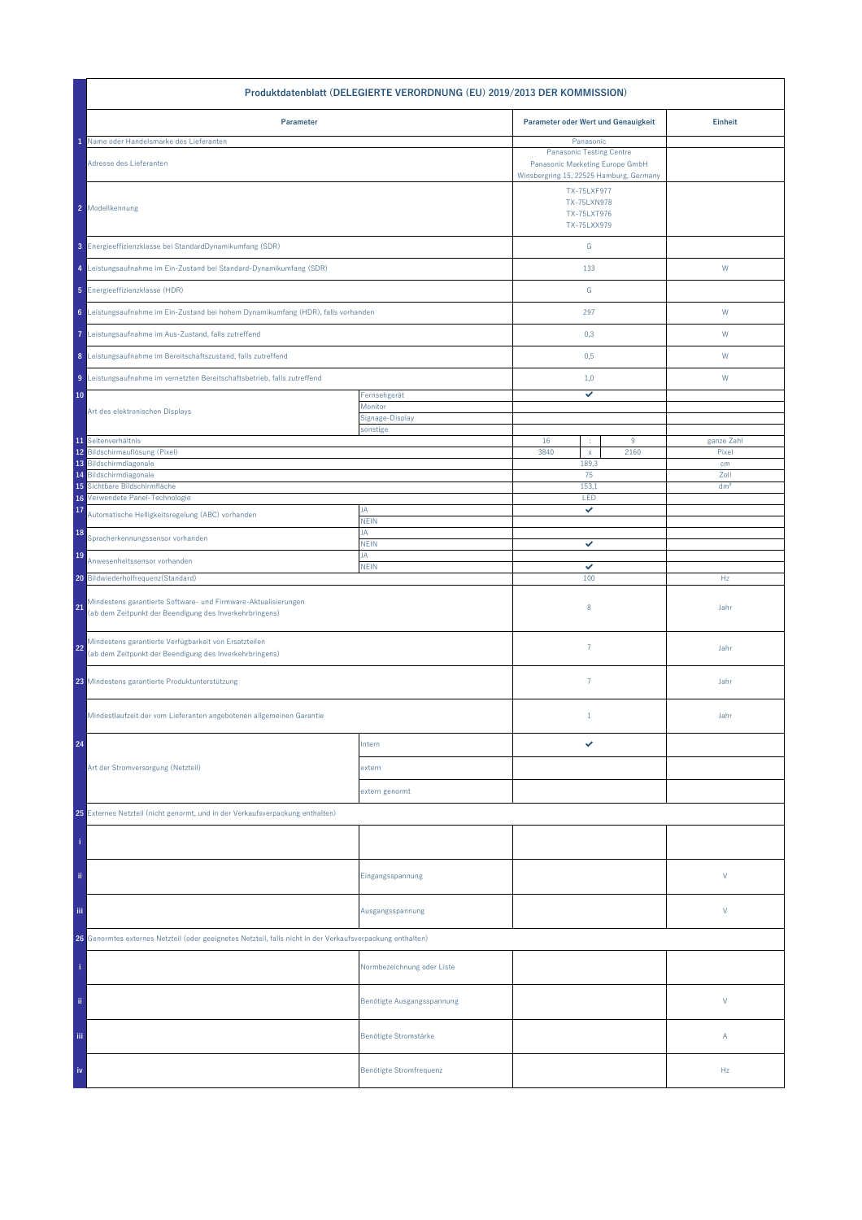| | Produktdatenblatt (DELEGIERTE VERORDNUNG (EU) 2019/2013 DER KOMMISSION) | | | | | |
|---|---|---|---|---|---|---|
| | **Parameter** | | **Parameter oder Wert und Genauigkeit** | | | **Einheit** |
| 1 | Name oder Handelsmarke des Lieferanten | | Panasonic | | | |
| | Adresse des Lieferanten | | Panasonic Testing Centre<br>Panasonic Marketing Europe GmbH<br>Winsbergring 15, 22525 Hamburg, Germany | | | |
| 2 | Modellkennung | | TX-75LXF977<br>TX-75LXN978<br>TX-75LXT976<br>TX-75LXX979 | | | |
| 3 | Energieeffizienzklasse bei StandardDynamikumfang (SDR) | | G | | | |
| 4 | Leistungsaufnahme im Ein-Zustand bei Standard-Dynamikumfang (SDR) | | 133 | | | W |
| 5 | Energieeffizienzklasse (HDR) | | G | | | |
| 6 | Leistungsaufnahme im Ein-Zustand bei hohem Dynamikumfang (HDR), falls vorhanden | | 297 | | | W |
| 7 | Leistungsaufnahme im Aus-Zustand, falls zutreffend | | 0,3 | | | W |
| 8 | Leistungsaufnahme im Bereitschaftszustand, falls zutreffend | | 0,5 | | | W |
| 9 | Leistungsaufnahme im vernetzten Bereitschaftsbetrieb, falls zutreffend | | 1,0 | | | W |
| 10 | Art des elektronischen Displays | Fernsehgerät | ✔ | | | |
| | | Monitor | | | | |
| | | Signage-Display | | | | |
| | | sonstige | | | | |
| 11 | Seitenverhältnis | | 16 | : | 9 | ganze Zahl |
| 12 | Bildschirmauflösung (Pixel) | | 3840 | x | 2160 | Pixel |
| 13 | Bildschirmdiagonale | | 189,3 | | | cm |
| 14 | Bildschirmdiagonale | | 75 | | | Zoll |
| 15 | Sichtbare Bildschirmfläche | | 153,1 | | | dm² |
| 16 | Verwendete Panel-Technologie | | LED | | | |
| 17 | Automatische Helligkeitsregelung (ABC) vorhanden | JA | ✔ | | | |
| | | NEIN | | | | |
| 18 | Spracherkennungssensor vorhanden | JA | | | | |
| | | NEIN | ✔ | | | |
| 19 | Anwesenheitssensor vorhanden | JA | | | | |
| | | NEIN | ✔ | | | |
| 20 | Bildwiederholfrequenz(Standard) | | 100 | | | Hz |
| 21 | Mindestens garantierte Software- und Firmware-Aktualisierungen (ab dem Zeitpunkt der Beendigung des Inverkehrbringens) | | 8 | | | Jahr |
| 22 | Mindestens garantierte Verfügbarkeit von Ersatzteilen (ab dem Zeitpunkt der Beendigung des Inverkehrbringens) | | 7 | | | Jahr |
| 23 | Mindestens garantierte Produktunterstützung | | 7 | | | Jahr |
| | Mindestlaufzeit der vom Lieferanten angebotenen allgemeinen Garantie | | 1 | | | Jahr |
| 24 | Art der Stromversorgung (Netzteil) | Intern | ✔ | | | |
| | | extern | | | | |
| | | extern genormt | | | | |
| 25 | Externes Netzteil (nicht genormt, und in der Verkaufsverpackung enthalten) | | | | | |
| i | | | | | | |
| ii | | Eingangsspannung | | | | V |
| iii | | Ausgangsspannung | | | | V |
| 26 | Genormtes externes Netzteil (oder geeignetes Netzteil, falls nicht in der Verkaufsverpackung enthalten) | | | | | |
| i | | Normbezeichnung oder Liste | | | | |
| ii | | Benötigte Ausgangsspannung | | | | V |
| iii | | Benötigte Stromstärke | | | | A |
| iv | | Benötigte Stromfrequenz | | | | Hz |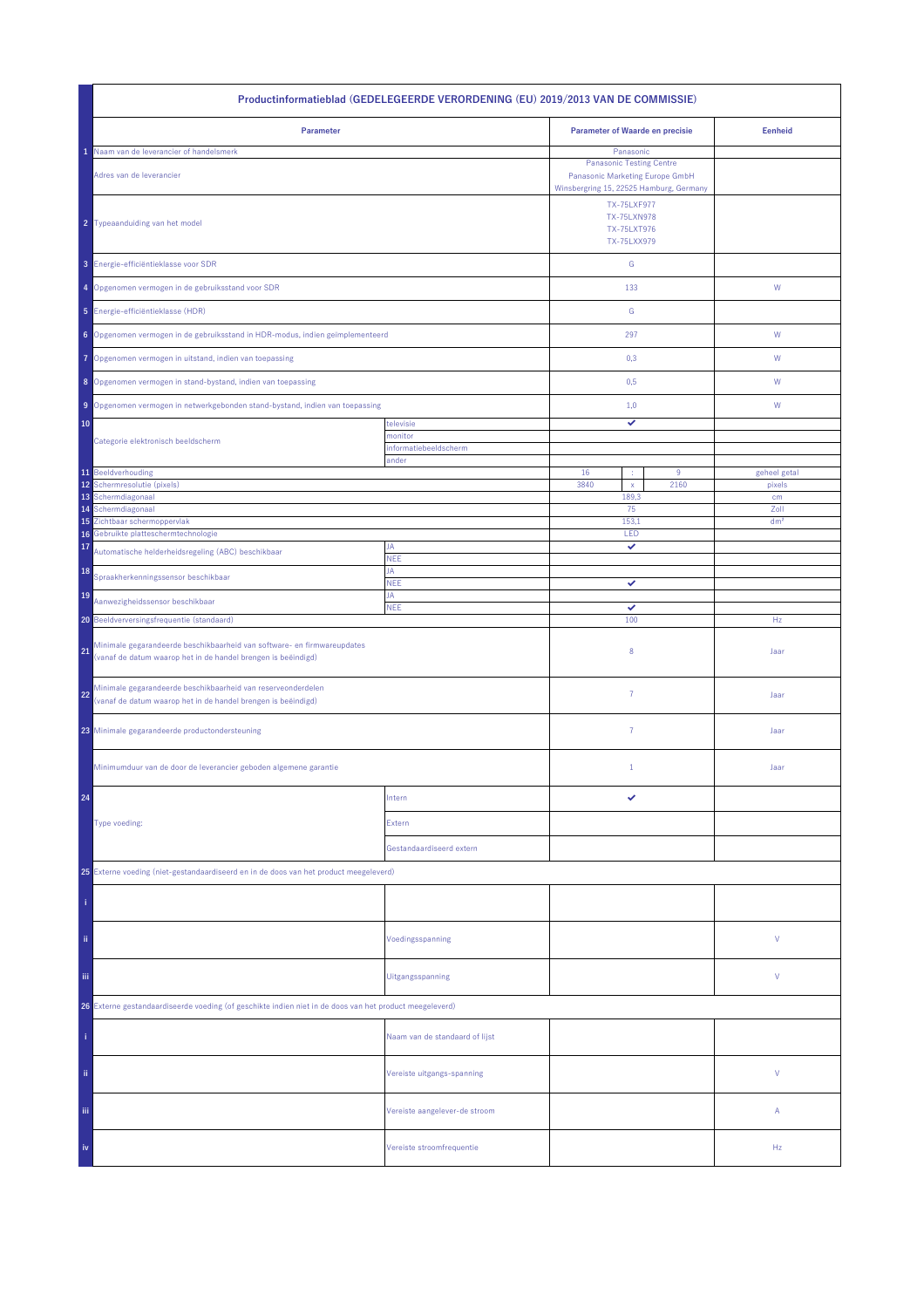| | Productinformatieblad (GEDELEGEERDE VERORDENING (EU) 2019/2013 VAN DE COMMISSIE) | | | | | |
|---|---|---|---|---|---|---|
| | **Parameter** | | **Parameter of Waarde en precisie** | | | **Eenheid** |
| 1 | Naam van de leverancier of handelsmerk | | Panasonic | | | |
| | Adres van de leverancier | | Panasonic Testing Centre<br>Panasonic Marketing Europe GmbH<br>Winsbergring 15, 22525 Hamburg, Germany | | | |
| 2 | Typeaanduiding van het model | | TX-75LXF977<br>TX-75LXN978<br>TX-75LXT976<br>TX-75LXX979 | | | |
| 3 | Energie-efficiëntieklasse voor SDR | | G | | | |
| 4 | Opgenomen vermogen in de gebruiksstand voor SDR | | 133 | | | W |
| 5 | Energie-efficiëntieklasse (HDR) | | G | | | |
| 6 | Opgenomen vermogen in de gebruiksstand in HDR-modus, indien geïmplementeerd | | 297 | | | W |
| 7 | Opgenomen vermogen in uitstand, indien van toepassing | | 0,3 | | | W |
| 8 | Opgenomen vermogen in stand-bystand, indien van toepassing | | 0,5 | | | W |
| 9 | Opgenomen vermogen in netwerkgebonden stand-bystand, indien van toepassing | | 1,0 | | | W |
| 10 | Categorie elektronisch beeldscherm | televisie | ✔ | | | |
| | | monitor | | | | |
| | | informatiebeeldscherm | | | | |
| | | ander | | | | |
| 11 | Beeldverhouding | | 16 | : | 9 | geheel getal |
| 12 | Schermresolutie (pixels) | | 3840 | x | 2160 | pixels |
| 13 | Schermdiagonaal | | 189,3 | | | cm |
| 14 | Schermdiagonaal | | 75 | | | Zoll |
| 15 | Zichtbaar schermoppervlak | | 153,1 | | | dm² |
| 16 | Gebruikte platteschermtechnologie | | LED | | | |
| 17 | Automatische helderheidsregeling (ABC) beschikbaar | JA | ✔ | | | |
| | | NEE | | | | |
| 18 | Spraakherkenningssensor beschikbaar | JA | | | | |
| | | NEE | ✔ | | | |
| 19 | Aanwezigheidssensor beschikbaar | JA | | | | |
| | | NEE | ✔ | | | |
| 20 | Beeldverversingsfrequentie (standaard) | | 100 | | | Hz |
| 21 | Minimale gegarandeerde beschikbaarheid van software- en firmwareupdates (vanaf de datum waarop het in de handel brengen is beëindigd) | | 8 | | | Jaar |
| 22 | Minimale gegarandeerde beschikbaarheid van reserveonderdelen (vanaf de datum waarop het in de handel brengen is beëindigd) | | 7 | | | Jaar |
| 23 | Minimale gegarandeerde productondersteuning | | 7 | | | Jaar |
| | Minimumduur van de door de leverancier geboden algemene garantie | | 1 | | | Jaar |
| 24 | Type voeding: | Intern | ✔ | | | |
| | | Extern | | | | |
| | | Gestandaardiseerd extern | | | | |
| 25 | Externe voeding (niet-gestandaardiseerd en in de doos van het product meegeleverd) | | | | | |
| i | | | | | | |
| ii | | Voedingsspanning | | | | V |
| iii | | Uitgangsspanning | | | | V |
| 26 | Externe gestandaardiseerde voeding (of geschikte indien niet in de doos van het product meegeleverd) | | | | | |
| i | | Naam van de standaard of lijst | | | | |
| ii | | Vereiste uitgangs-spanning | | | | V |
| iii | | Vereiste aangelever-de stroom | | | | A |
| iv | | Vereiste stroomfrequentie | | | | Hz |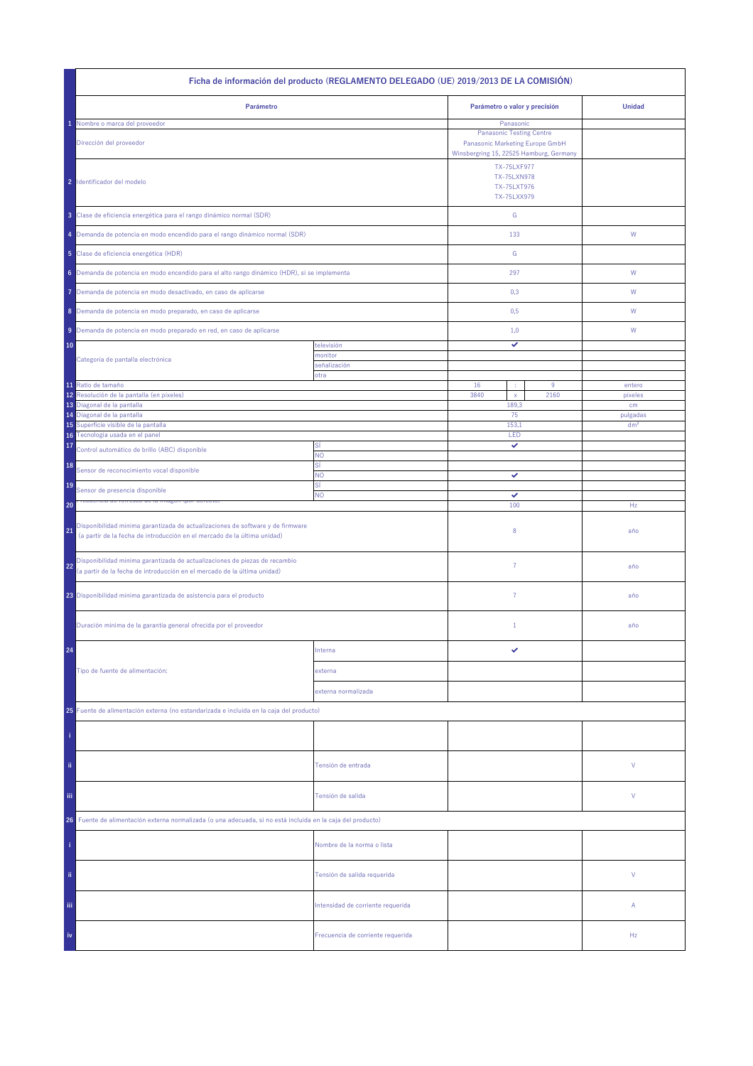| | Ficha de información del producto (REGLAMENTO DELEGADO (UE) 2019/2013 DE LA COMISIÓN) | | | | | |
|---|---|---|---|---|---|---|
| | **Parámetro** | | **Parámetro o valor y precisión** | | | **Unidad** |
| 1 | Nombre o marca del proveedor | | Panasonic | | | |
| | Dirección del proveedor | | Panasonic Testing Centre<br>Panasonic Marketing Europe GmbH<br>Winsbergring 15, 22525 Hamburg, Germany | | | |
| 2 | Identificador del modelo | | TX-75LXF977<br>TX-75LXN978<br>TX-75LXT976<br>TX-75LXX979 | | | |
| 3 | Clase de eficiencia energética para el rango dinámico normal (SDR) | | G | | | |
| 4 | Demanda de potencia en modo encendido para el rango dinámico normal (SDR) | | 133 | | | W |
| 5 | Clase de eficiencia energética (HDR) | | G | | | |
| 6 | Demanda de potencia en modo encendido para el alto rango dinámico (HDR), si se implementa | | 297 | | | W |
| 7 | Demanda de potencia en modo desactivado, en caso de aplicarse | | 0,3 | | | W |
| 8 | Demanda de potencia en modo preparado, en caso de aplicarse | | 0,5 | | | W |
| 9 | Demanda de potencia en modo preparado en red, en caso de aplicarse | | 1,0 | | | W |
| 10 | Categoría de pantalla electrónica | televisión | ✔ | | | |
| | | monitor | | | | |
| | | señalización | | | | |
| | | otra | | | | |
| 11 | Ratio de tamaño | | 16 | : | 9 | entero |
| 12 | Resolución de la pantalla (en píxeles) | | 3840 | x | 2160 | píxeles |
| 13 | Diagonal de la pantalla | | 189,3 | | | cm |
| 14 | Diagonal de la pantalla | | 75 | | | pulgadas |
| 15 | Superficie visible de la pantalla | | 153,1 | | | dm² |
| 16 | Tecnología usada en el panel | | LED | | | |
| 17 | Control automático de brillo (ABC) disponible | SÍ | ✔ | | | |
| | | NO | | | | |
| 18 | Sensor de reconocimiento vocal disponible | SÍ | | | | |
| | | NO | ✔ | | | |
| 19 | Sensor de presencia disponible | SÍ | | | | |
| | | NO | ✔ | | | |
| 20 | Frecuencia de refresco de la imagen (por defecto) | | 100 | | | Hz |
| 21 | Disponibilidad mínima garantizada de actualizaciones de software y de firmware<br>(a partir de la fecha de introducción en el mercado de la última unidad) | | 8 | | | año |
| 22 | Disponibilidad mínima garantizada de actualizaciones de piezas de recambio<br>(a partir de la fecha de introducción en el mercado de la última unidad) | | 7 | | | año |
| 23 | Disponibilidad mínima garantizada de asistencia para el producto | | 7 | | | año |
| | Duración mínima de la garantía general ofrecida por el proveedor | | 1 | | | año |
| 24 | Tipo de fuente de alimentación: | Interna | ✔ | | | |
| | | externa | | | | |
| | | externa normalizada | | | | |
| 25 | Fuente de alimentación externa (no estandarizada e incluida en la caja del producto) | | | | | |
| i | | | | | | |
| ii | | Tensión de entrada | | | | V |
| iii | | Tensión de salida | | | | V |
| 26 | Fuente de alimentación externa normalizada (o una adecuada, si no está incluida en la caja del producto) | | | | | |
| i | | Nombre de la norma o lista | | | | |
| ii | | Tensión de salida requerida | | | | V |
| iii | | Intensidad de corriente requerida | | | | A |
| iv | | Frecuencia de corriente requerida | | | | Hz |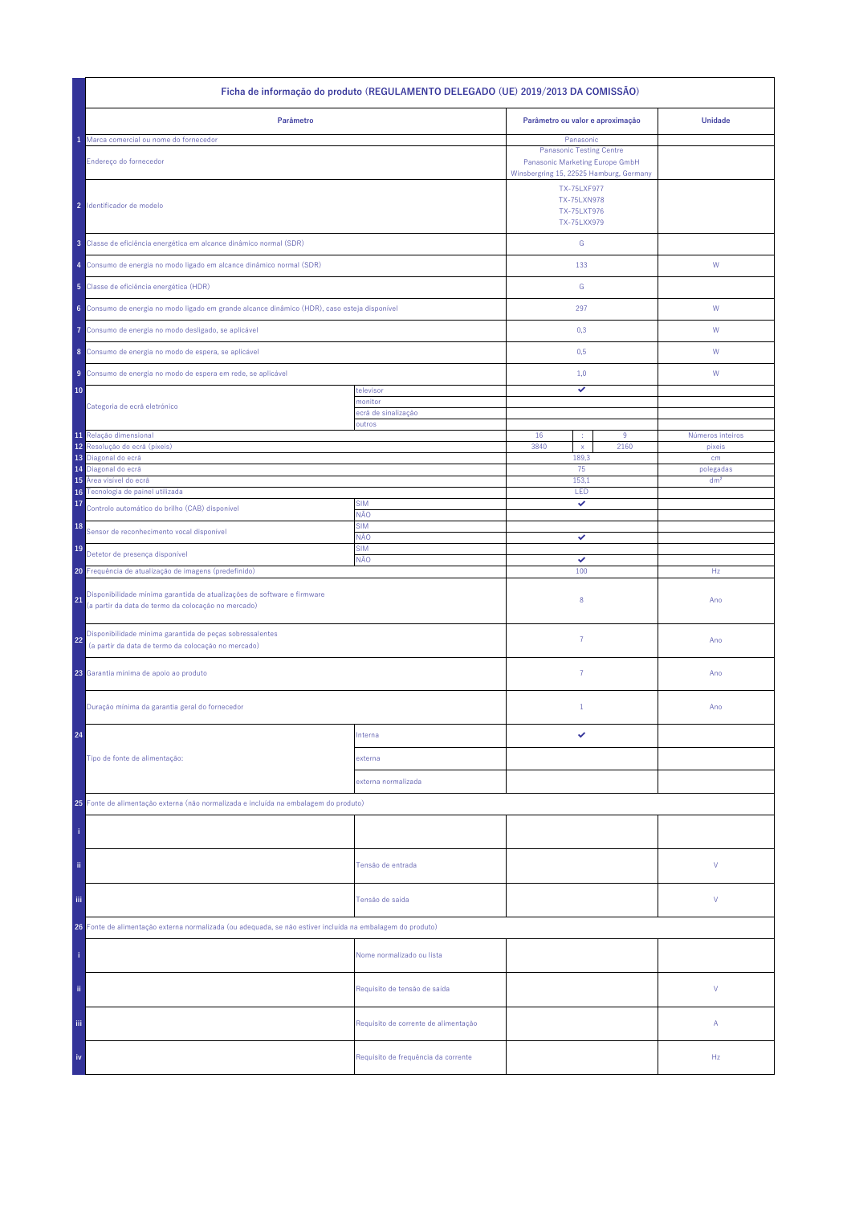| Ficha de informação do produto (REGULAMENTO DELEGADO (UE) 2019/2013 DA COMISSÃO) | | | | | |
|---|---|---|---|---|---|
| | **Parâmetro** | | **Parâmetro ou valor e aproximação** | | **Unidade** |
| 1 | Marca comercial ou nome do fornecedor | | Panasonic | | |
| | Endereço do fornecedor | | Panasonic Testing Centre<br>Panasonic Marketing Europe GmbH<br>Winsbergring 15, 22525 Hamburg, Germany | | |
| 2 | Identificador de modelo | | TX-75LXF977<br>TX-75LXN978<br>TX-75LXT976<br>TX-75LXX979 | | |
| 3 | Classe de eficiência energética em alcance dinâmico normal (SDR) | | G | | |
| 4 | Consumo de energia no modo ligado em alcance dinâmico normal (SDR) | | 133 | | W |
| 5 | Classe de eficiência energética (HDR) | | G | | |
| 6 | Consumo de energia no modo ligado em grande alcance dinâmico (HDR), caso esteja disponível | | 297 | | W |
| 7 | Consumo de energia no modo desligado, se aplicável | | 0,3 | | W |
| 8 | Consumo de energia no modo de espera, se aplicável | | 0,5 | | W |
| 9 | Consumo de energia no modo de espera em rede, se aplicável | | 1,0 | | W |
| 10 | Categoria de ecrã eletrónico | televisor | ✔ | | |
| | | monitor | | | |
| | | ecrã de sinalização | | | |
| | | outros | | | |
| 11 | Relação dimensional | | 16 : 9 | | Números inteiros |
| 12 | Resolução do ecrã (píxeis) | | 3840 x 2160 | | píxeis |
| 13 | Diagonal do ecrã | | 189,3 | | cm |
| 14 | Diagonal do ecrã | | 75 | | polegadas |
| 15 | Área visível do ecrã | | 153,1 | | dm² |
| 16 | Tecnologia de painel utilizada | | LED | | |
| 17 | Controlo automático do brilho (CAB) disponível | SIM | ✔ | | |
| | | NÃO | | | |
| 18 | Sensor de reconhecimento vocal disponível | SIM | | | |
| | | NÃO | ✔ | | |
| 19 | Detetor de presença disponível | SIM | | | |
| | | NÃO | ✔ | | |
| 20 | Frequência de atualização de imagens (predefinido) | | 100 | | Hz |
| 21 | Disponibilidade mínima garantida de atualizações de software e firmware<br>(a partir da data de termo da colocação no mercado) | | 8 | | Ano |
| 22 | Disponibilidade mínima garantida de peças sobressalentes<br>(a partir da data de termo da colocação no mercado) | | 7 | | Ano |
| 23 | Garantia mínima de apoio ao produto | | 7 | | Ano |
| | Duração mínima da garantia geral do fornecedor | | 1 | | Ano |
| 24 | Tipo de fonte de alimentação: | Interna | ✔ | | |
| | | externa | | | |
| | | externa normalizada | | | |
| 25 | Fonte de alimentação externa (não normalizada e incluída na embalagem do produto) | | | | |
| i | | | | | |
| ii | | Tensão de entrada | | | V |
| iii | | Tensão de saída | | | V |
| 26 | Fonte de alimentação externa normalizada (ou adequada, se não estiver incluída na embalagem do produto) | | | | |
| i | | Nome normalizado ou lista | | | |
| ii | | Requisito de tensão de saída | | | V |
| iii | | Requisito de corrente de alimentação | | | A |
| iv | | Requisito de frequência da corrente | | | Hz |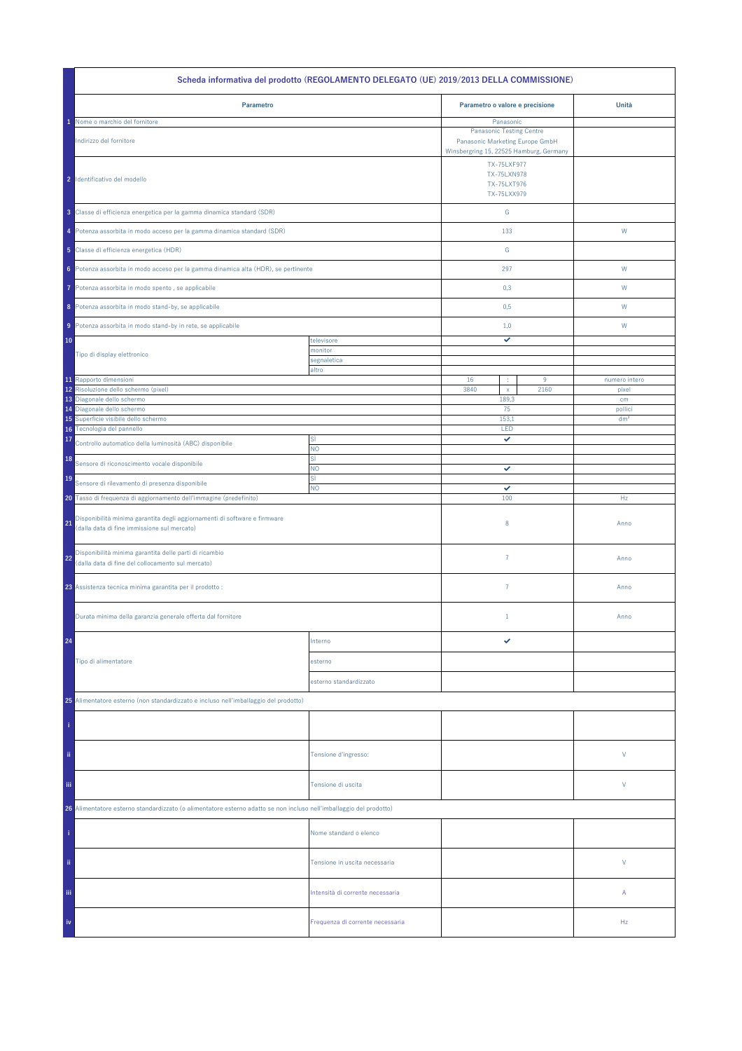| | Scheda informativa del prodotto (REGOLAMENTO DELEGATO (UE) 2019/2013 DELLA COMMISSIONE) | | | | | |
|---|---|---|---|---|---|---|
| | **Parametro** | | **Parametro o valore e precisione** | | | **Unità** |
| 1 | Nome o marchio del fornitore | | Panasonic | | | |
| | Indirizzo del fornitore | | Panasonic Testing Centre<br>Panasonic Marketing Europe GmbH<br>Winsbergring 15, 22525 Hamburg, Germany | | | |
| 2 | Identificativo del modello | | TX-75LXF977<br>TX-75LXN978<br>TX-75LXT976<br>TX-75LXX979 | | | |
| 3 | Classe di efficienza energetica per la gamma dinamica standard (SDR) | | G | | | |
| 4 | Potenza assorbita in modo acceso per la gamma dinamica standard (SDR) | | 133 | | | W |
| 5 | Classe di efficienza energetica (HDR) | | G | | | |
| 6 | Potenza assorbita in modo acceso per la gamma dinamica alta (HDR), se pertinente | | 297 | | | W |
| 7 | Potenza assorbita in modo spento , se applicabile | | 0,3 | | | W |
| 8 | Potenza assorbita in modo stand-by, se applicabile | | 0,5 | | | W |
| 9 | Potenza assorbita in modo stand-by in rete, se applicabile | | 1,0 | | | W |
| 10 | Tipo di display elettronico | televisore | ✔ | | | |
| | | monitor | | | | |
| | | segnaletica | | | | |
| | | altro | | | | |
| 11 | Rapporto dimensioni | | 16 | : | 9 | numero intero |
| 12 | Risoluzione dello schermo (pixel) | | 3840 | x | 2160 | pixel |
| 13 | Diagonale dello schermo | | 189,3 | | | cm |
| 14 | Diagonale dello schermo | | 75 | | | pollici |
| 15 | Superficie visibile dello schermo | | 153,1 | | | dm² |
| 16 | Tecnologia del pannello | | LED | | | |
| 17 | Controllo automatico della luminosità (ABC) disponibile | SÌ | ✔ | | | |
| | | NO | | | | |
| 18 | Sensore di riconoscimento vocale disponibile | SÌ | | | | |
| | | NO | ✔ | | | |
| 19 | Sensore di rilevamento di presenza disponibile | SÌ | | | | |
| | | NO | ✔ | | | |
| 20 | Tasso di frequenza di aggiornamento dell'immagine (predefinito) | | 100 | | | Hz |
| 21 | Disponibilità minima garantita degli aggiornamenti di software e firmware (dalla data di fine immissione sul mercato) | | 8 | | | Anno |
| 22 | Disponibilità minima garantita delle parti di ricambio (dalla data di fine del collocamento sul mercato) | | 7 | | | Anno |
| 23 | Assistenza tecnica minima garantita per il prodotto : | | 7 | | | Anno |
| | Durata minima della garanzia generale offerta dal fornitore | | 1 | | | Anno |
| 24 | Tipo di alimentatore | Interno | ✔ | | | |
| | | esterno | | | | |
| | | esterno standardizzato | | | | |
| 25 | Alimentatore esterno (non standardizzato e incluso nell'imballaggio del prodotto) | | | | | |
| i | | | | | | |
| ii | | Tensione d'ingresso: | | | | V |
| iii | | Tensione di uscita | | | | V |
| 26 | Alimentatore esterno standardizzato (o alimentatore esterno adatto se non incluso nell'imballaggio del prodotto) | | | | | |
| i | | Nome standard o elenco | | | | |
| ii | | Tensione in uscita necessaria | | | | V |
| iii | | Intensità di corrente necessaria | | | | A |
| iv | | Frequenza di corrente necessaria | | | | Hz |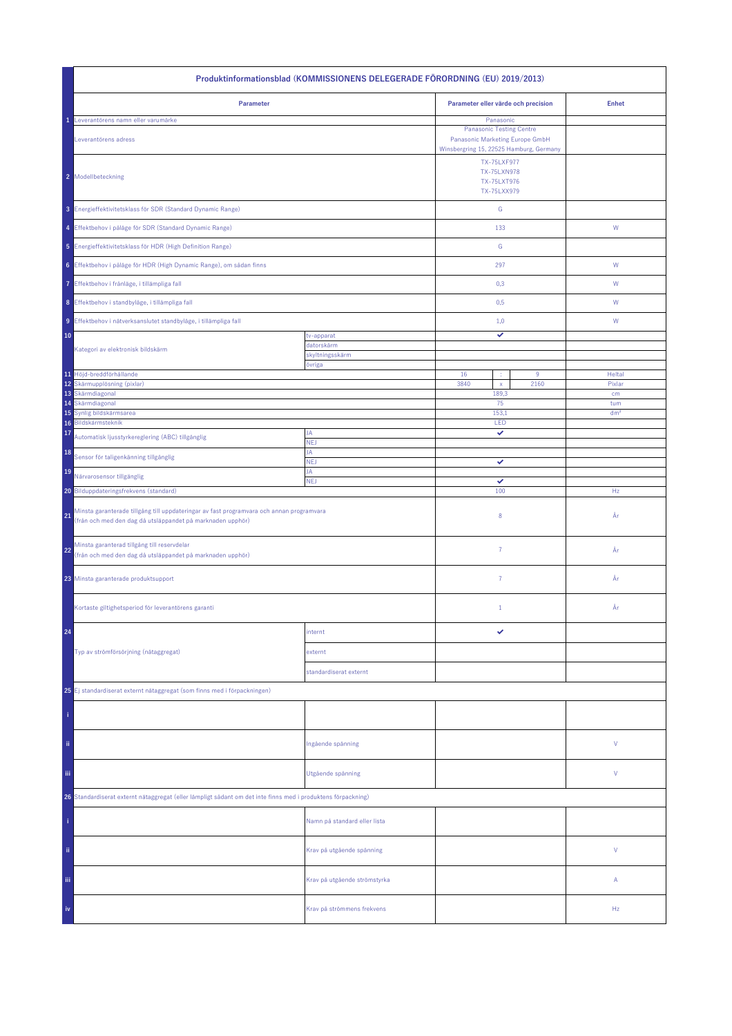| | Produktinformationsblad (KOMMISSIONENS DELEGERADE FÖRORDNING (EU) 2019/2013) | | | | | |
|---|---|---|---|---|---|---|
| | **Parameter** | | **Parameter eller värde och precision** | | | **Enhet** |
| 1 | Leverantörens namn eller varumärke | | Panasonic | | | |
| | Leverantörens adress | | Panasonic Testing Centre<br>Panasonic Marketing Europe GmbH<br>Winsbergring 15, 22525 Hamburg, Germany | | | |
| 2 | Modellbeteckning | | TX-75LXF977<br>TX-75LXN978<br>TX-75LXT976<br>TX-75LXX979 | | | |
| 3 | Energieffektivitetsklass för SDR (Standard Dynamic Range) | | G | | | |
| 4 | Effektbehov i påläge för SDR (Standard Dynamic Range) | | 133 | | | W |
| 5 | Energieffektivitetsklass för HDR (High Definition Range) | | G | | | |
| 6 | Effektbehov i påläge för HDR (High Dynamic Range), om sådan finns | | 297 | | | W |
| 7 | Effektbehov i frånläge, i tillämpliga fall | | 0,3 | | | W |
| 8 | Effektbehov i standbyläge, i tillämpliga fall | | 0,5 | | | W |
| 9 | Effektbehov i nätverksanslutet standbyläge, i tillämpliga fall | | 1,0 | | | W |
| 10 | Kategori av elektronisk bildskärm | tv-apparat | ✔ | | | |
| | | datorskärm | | | | |
| | | skyltningsskärm | | | | |
| | | övriga | | | | |
| 11 | Höjd-breddförhållande | | 16 | : | 9 | Heltal |
| 12 | Skärmupplösning (pixlar) | | 3840 | x | 2160 | Pixlar |
| 13 | Skärmdiagonal | | 189,3 | | | cm |
| 14 | Skärmdiagonal | | 75 | | | tum |
| 15 | Synlig bildskärmsarea | | 153,1 | | | dm² |
| 16 | Bildskärmsteknik | | LED | | | |
| 17 | Automatisk ljusstyrkereglering (ABC) tillgänglig | JA | ✔ | | | |
| | | NEJ | | | | |
| 18 | Sensor för taligenkänning tillgänglig | JA | | | | |
| | | NEJ | ✔ | | | |
| 19 | Närvarosensor tillgänglig | JA | | | | |
| | | NEJ | ✔ | | | |
| 20 | Bilduppdateringsfrekvens (standard) | | 100 | | | Hz |
| 21 | Minsta garanterade tillgång till uppdateringar av fast programvara och annan programvara (från och med den dag då utsläppandet på marknaden upphör) | | 8 | | | År |
| 22 | Minsta garanterad tillgång till reservdelar (från och med den dag då utsläppandet på marknaden upphör) | | 7 | | | År |
| 23 | Minsta garanterade produktsupport | | 7 | | | År |
| | Kortaste giltighetsperiod för leverantörens garanti | | 1 | | | År |
| 24 | Typ av strömförsörjning (nätaggregat) | internt | ✔ | | | |
| | | externt | | | | |
| | | standardiserat externt | | | | |
| 25 | Ej standardiserat externt nätaggregat (som finns med i förpackningen) | | | | | |
| i | | | | | | |
| ii | | Ingående spänning | | | | V |
| iii | | Utgående spänning | | | | V |
| 26 | Standardiserat externt nätaggregat (eller lämpligt sådant om det inte finns med i produktens förpackning) | | | | | |
| i | | Namn på standard eller lista | | | | |
| ii | | Krav på utgående spänning | | | | V |
| iii | | Krav på utgående strömstyrka | | | | A |
| iv | | Krav på strömmens frekvens | | | | Hz |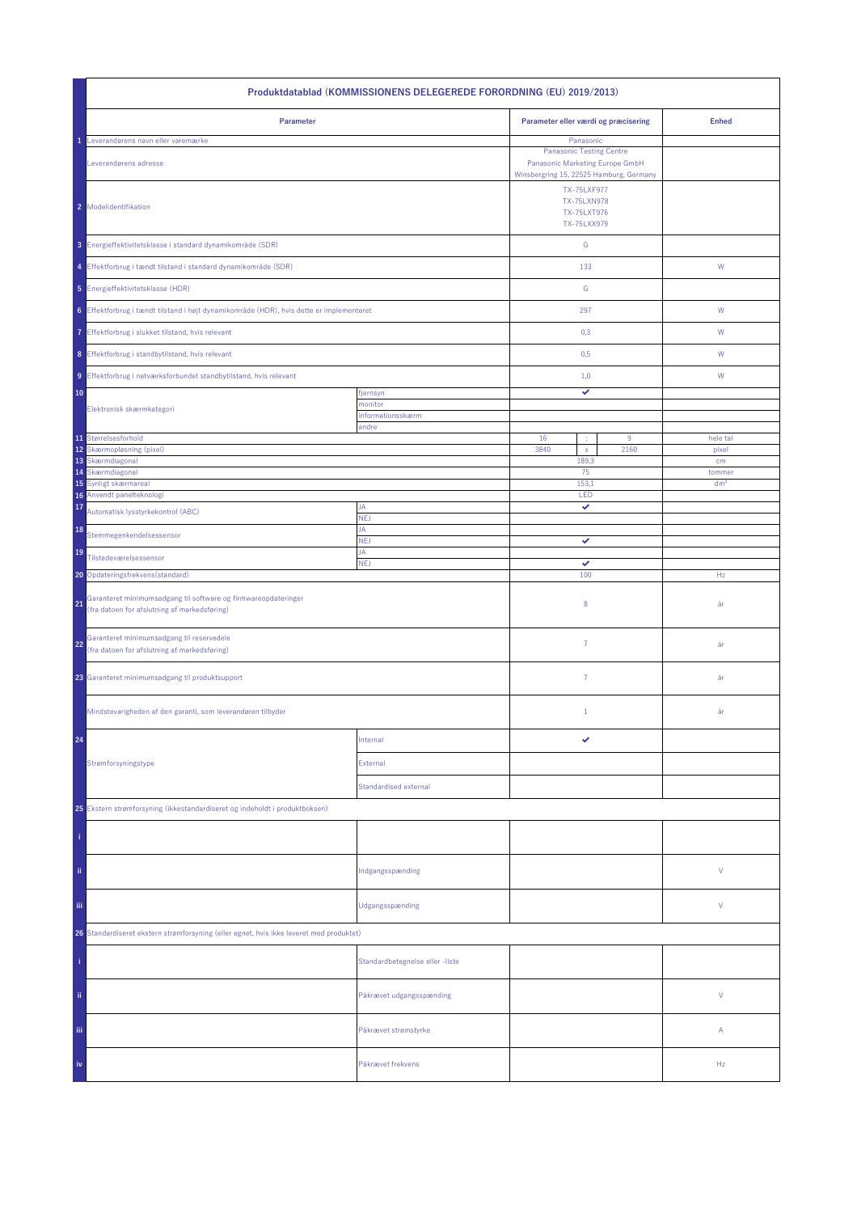| | Produktdatablad (KOMMISSIONENS DELEGEREDE FORORDNING (EU) 2019/2013) | | | | | |
|---|---|---|---|---|---|---|
| | **Parameter** | | **Parameter eller værdi og præcisering** | | | **Enhed** |
| 1 | Leverandørens navn eller varemærke | | Panasonic | | | |
| | Leverandørens adresse | | Panasonic Testing Centre<br>Panasonic Marketing Europe GmbH<br>Winsbergring 15, 22525 Hamburg, Germany | | | |
| 2 | Modelidentifikation | | TX-75LXF977<br>TX-75LXN978<br>TX-75LXT976<br>TX-75LXX979 | | | |
| 3 | Energieffektivitetsklasse i standard dynamikområde (SDR) | | G | | | |
| 4 | Effektforbrug i tændt tilstand i standard dynamikområde (SDR) | | 133 | | | W |
| 5 | Energieffektivitetsklasse (HDR) | | G | | | |
| 6 | Effektforbrug i tændt tilstand i højt dynamikområde (HDR), hvis dette er implementeret | | 297 | | | W |
| 7 | Effektforbrug i slukket tilstand, hvis relevant | | 0,3 | | | W |
| 8 | Effektforbrug i standbytilstand, hvis relevant | | 0,5 | | | W |
| 9 | Effektforbrug i netværksforbundet standbytilstand, hvis relevant | | 1,0 | | | W |
| 10 | Elektronisk skærmkategori | fjernsyn | ✔ | | | |
| | | monitor | | | | |
| | | informationsskærm | | | | |
| | | andre | | | | |
| 11 | Størrelsesforhold | | 16 | : | 9 | hele tal |
| 12 | Skærmopløsning (pixel) | | 3840 | x | 2160 | pixel |
| 13 | Skærmdiagonal | | 189,3 | | | cm |
| 14 | Skærmdiagonal | | 75 | | | tommer |
| 15 | Synligt skærmareal | | 153,1 | | | dm² |
| 16 | Anvendt panelteknologi | | LED | | | |
| 17 | Automatisk lysstyrkekontrol (ABC) | JA | ✔ | | | |
| | | NEJ | | | | |
| 18 | Stemmegenkendelsessensor | JA | | | | |
| | | NEJ | ✔ | | | |
| 19 | Tilstedeværelsessensor | JA | | | | |
| | | NEJ | ✔ | | | |
| 20 | Opdateringsfrekvens(standard) | | 100 | | | Hz |
| 21 | Garanteret minimumsadgang til software og firmwareopdateringer<br>(fra datoen for afslutning af markedsføring) | | 8 | | | år |
| 22 | Garanteret minimumsadgang til reservedele<br>(fra datoen for afslutning af markedsføring) | | 7 | | | år |
| 23 | Garanteret minimumsadgang til produktsupport | | 7 | | | år |
| | Mindstevarigheden af den garanti, som leverandøren tilbyder | | 1 | | | år |
| 24 | Strømforsyningstype | Internal | ✔ | | | |
| | | External | | | | |
| | | Standardised external | | | | |
| 25 | Ekstern strømforsyning (ikkestandardiseret og indeholdt i produktboksen) | | | | | |
| i | | | | | | |
| ii | | Indgangsspænding | | | | V |
| iii | | Udgangsspænding | | | | V |
| 26 | Standardiseret ekstern strømforsyning (eller egnet, hvis ikke leveret med produktet) | | | | | |
| i | | Standardbetegnelse eller -liste | | | | |
| ii | | Påkrævet udgangsspænding | | | | V |
| iii | | Påkrævet strømstyrke | | | | A |
| iv | | Påkrævet frekvens | | | | Hz |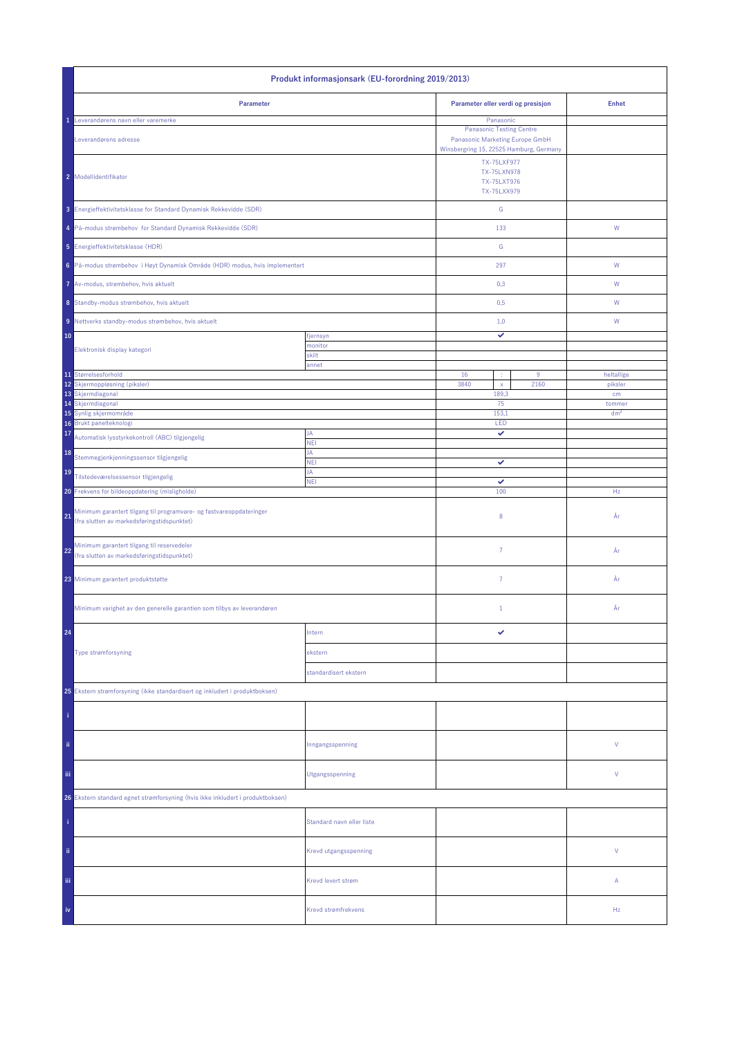| | Produkt informasjonsark (EU-forordning 2019/2013) | | | | | |
|---|---|---|---|---|---|---|
| | **Parameter** | | **Parameter eller verdi og presisjon** | | | **Enhet** |
| 1 | Leverandørens navn eller varemerke | | Panasonic | | | |
| | Leverandørens adresse | | Panasonic Testing Centre<br>Panasonic Marketing Europe GmbH<br>Winsbergring 15, 22525 Hamburg, Germany | | | |
| 2 | Modellidentifikator | | TX-75LXF977<br>TX-75LXN978<br>TX-75LXT976<br>TX-75LXX979 | | | |
| 3 | Energieffektivitetsklasse for Standard Dynamisk Rekkevidde (SDR) | | G | | | |
| 4 | På-modus strømbehov for Standard Dynamisk Rekkevidde (SDR) | | 133 | | | W |
| 5 | Energieffektivitetsklasse (HDR) | | G | | | |
| 6 | På-modus strømbehov i Høyt Dynamisk Område (HDR) modus, hvis implementert | | 297 | | | W |
| 7 | Av-modus, strømbehov, hvis aktuelt | | 0,3 | | | W |
| 8 | Standby-modus strømbehov, hvis aktuelt | | 0,5 | | | W |
| 9 | Nettverks standby-modus strømbehov, hvis aktuelt | | 1,0 | | | W |
| 10 | Elektronisk display kategori | fjernsyn | ✔ | | | |
| | | monitor | | | | |
| | | skilt | | | | |
| | | annet | | | | |
| 11 | Størrelsesforhold | | 16 | : | 9 | heltallige |
| 12 | Skjermoppløsning (piksler) | | 3840 | x | 2160 | piksler |
| 13 | Skjermdiagonal | | 189,3 | | | cm |
| 14 | Skjermdiagonal | | 75 | | | tommer |
| 15 | Synlig skjermområde | | 153,1 | | | dm² |
| 16 | Brukt panelteknologi | | LED | | | |
| 17 | Automatisk lysstyrkekontroll (ABC) tilgjengelig | JA | ✔ | | | |
| | | NEI | | | | |
| 18 | Stemmegjenkjenningssensor tilgjengelig | JA | | | | |
| | | NEI | ✔ | | | |
| 19 | Tilstedeværelsessensor tilgjengelig | JA | | | | |
| | | NEI | ✔ | | | |
| 20 | Frekvens for bildeoppdatering (mislighold) | | 100 | | | Hz |
| 21 | Minimum garantert tilgang til programvare- og fastvareoppdateringer (fra slutten av markedsføringstidspunktet) | | 8 | | | År |
| 22 | Minimum garantert tilgang til reservedeler (fra slutten av markedsføringstidspunktet) | | 7 | | | År |
| 23 | Minimum garantert produktstøtte | | 7 | | | År |
| | Minimum varighet av den generelle garantien som tilbys av leverandøren | | 1 | | | År |
| 24 | Type strømforsyning | Intern | ✔ | | | |
| | | ekstern | | | | |
| | | standardisert ekstern | | | | |
| 25 | Ekstern strømforsyning (ikke standardisert og inkludert i produktboksen) | | | | | |
| i | | | | | | |
| ii | | Inngangsspenning | | | | V |
| iii | | Utgangsspenning | | | | V |
| 26 | Ekstern standard egnet strømforsyning (hvis ikke inkludert i produktboksen) | | | | | |
| i | | Standard navn eller liste | | | | |
| ii | | Krevd utgangsspenning | | | | V |
| iii | | Krevd levert strøm | | | | A |
| iv | | Krevd strømfrekvens | | | | Hz |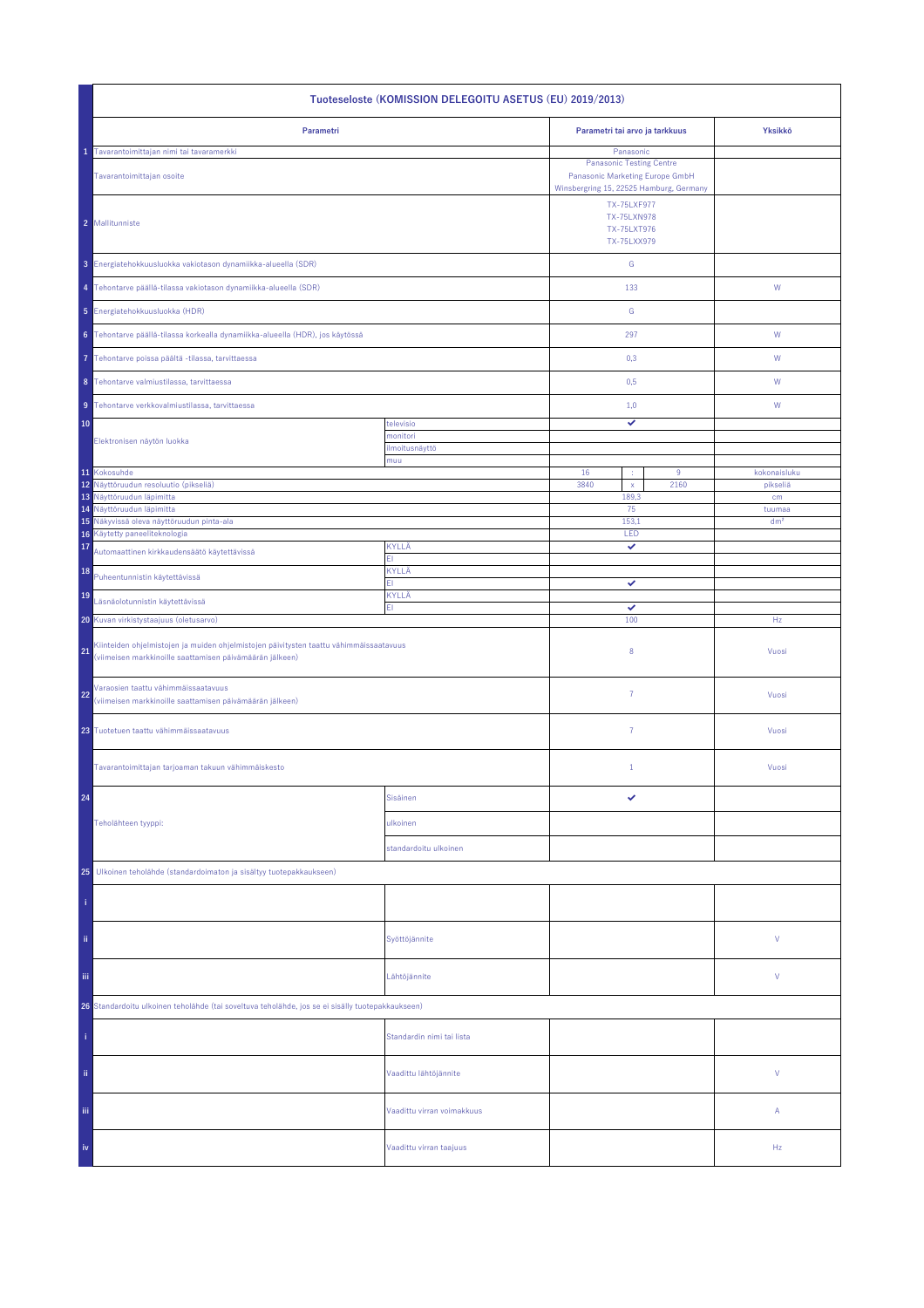| | Tuoteseloste (KOMISSION DELEGOITU ASETUS (EU) 2019/2013) | | | | | |
|---|---|---|---|---|---|---|
| | **Parametri** | | **Parametri tai arvo ja tarkkuus** | | | **Yksikkö** |
| 1 | Tavarantoimittajan nimi tai tavaramerkki | | Panasonic | | | |
| | Tavarantoimittajan osoite | | Panasonic Testing Centre<br>Panasonic Marketing Europe GmbH<br>Winsbergring 15, 22525 Hamburg, Germany | | | |
| 2 | Mallitunniste | | TX-75LXF977<br>TX-75LXN978<br>TX-75LXT976<br>TX-75LXX979 | | | |
| 3 | Energiatehokkuusluokka vakiotason dynamiikka-alueella (SDR) | | G | | | |
| 4 | Tehontarve päällä-tilassa vakiotason dynamiikka-alueella (SDR) | | 133 | | | W |
| 5 | Energiatehokkuusluokka (HDR) | | G | | | |
| 6 | Tehontarve päällä-tilassa korkealla dynamiikka-alueella (HDR), jos käytössä | | 297 | | | W |
| 7 | Tehontarve poissa päältä -tilassa, tarvittaessa | | 0,3 | | | W |
| 8 | Tehontarve valmiustilassa, tarvittaessa | | 0,5 | | | W |
| 9 | Tehontarve verkkovalmiustilassa, tarvittaessa | | 1,0 | | | W |
| 10 | Elektronisen näytön luokka | televisio | ✔ | | | |
| | | monitori | | | | |
| | | ilmoitusnäyttö | | | | |
| | | muu | | | | |
| 11 | Kokosuhde | | 16 | : | 9 | kokonaisluku |
| 12 | Näyttöruudun resoluutio (pikseliä) | | 3840 | x | 2160 | pikseliä |
| 13 | Näyttöruudun läpimitta | | 189,3 | | | cm |
| 14 | Näyttöruudun läpimitta | | 75 | | | tuumaa |
| 15 | Näkyvissä oleva näyttöruudun pinta-ala | | 153,1 | | | dm² |
| 16 | Käytetty paneeliteknologia | | LED | | | |
| 17 | Automaattinen kirkkaudensäätö käytettävissä | KYLLÄ | ✔ | | | |
| | | EI | | | | |
| 18 | Puheentunnistin käytettävissä | KYLLÄ | | | | |
| | | EI | ✔ | | | |
| 19 | Läsnäolotunnistin käytettävissä | KYLLÄ | | | | |
| | | EI | ✔ | | | |
| 20 | Kuvan virkistystaajuus (oletusarvo) | | 100 | | | Hz |
| 21 | Kiinteiden ohjelmistojen ja muiden ohjelmistojen päivitysten taattu vähimmäissaatavuus (viimeisen markkinoille saattamisen päivämäärän jälkeen) | | 8 | | | Vuosi |
| 22 | Varaosien taattu vähimmäissaatavuus (viimeisen markkinoille saattamisen päivämäärän jälkeen) | | 7 | | | Vuosi |
| 23 | Tuotetuen taattu vähimmäissaatavuus | | 7 | | | Vuosi |
| | Tavarantoimittajan tarjoaman takuun vähimmäiskesto | | 1 | | | Vuosi |
| 24 | Teholähteen tyyppi: | Sisäinen | ✔ | | | |
| | | ulkoinen | | | | |
| | | standardoitu ulkoinen | | | | |
| 25 | Ulkoinen teholähde (standardoimaton ja sisältyy tuotepakkaukseen) | | | | | |
| i | | | | | | |
| ii | | Syöttöjännite | | | | V |
| iii | | Lähtöjännite | | | | V |
| 26 | Standardoitu ulkoinen teholähde (tai soveltuva teholähde, jos se ei sisälly tuotepakkaukseen) | | | | | |
| i | | Standardin nimi tai lista | | | | |
| ii | | Vaadittu lähtöjännite | | | | V |
| iii | | Vaadittu virran voimakkuus | | | | A |
| iv | | Vaadittu virran taajuus | | | | Hz |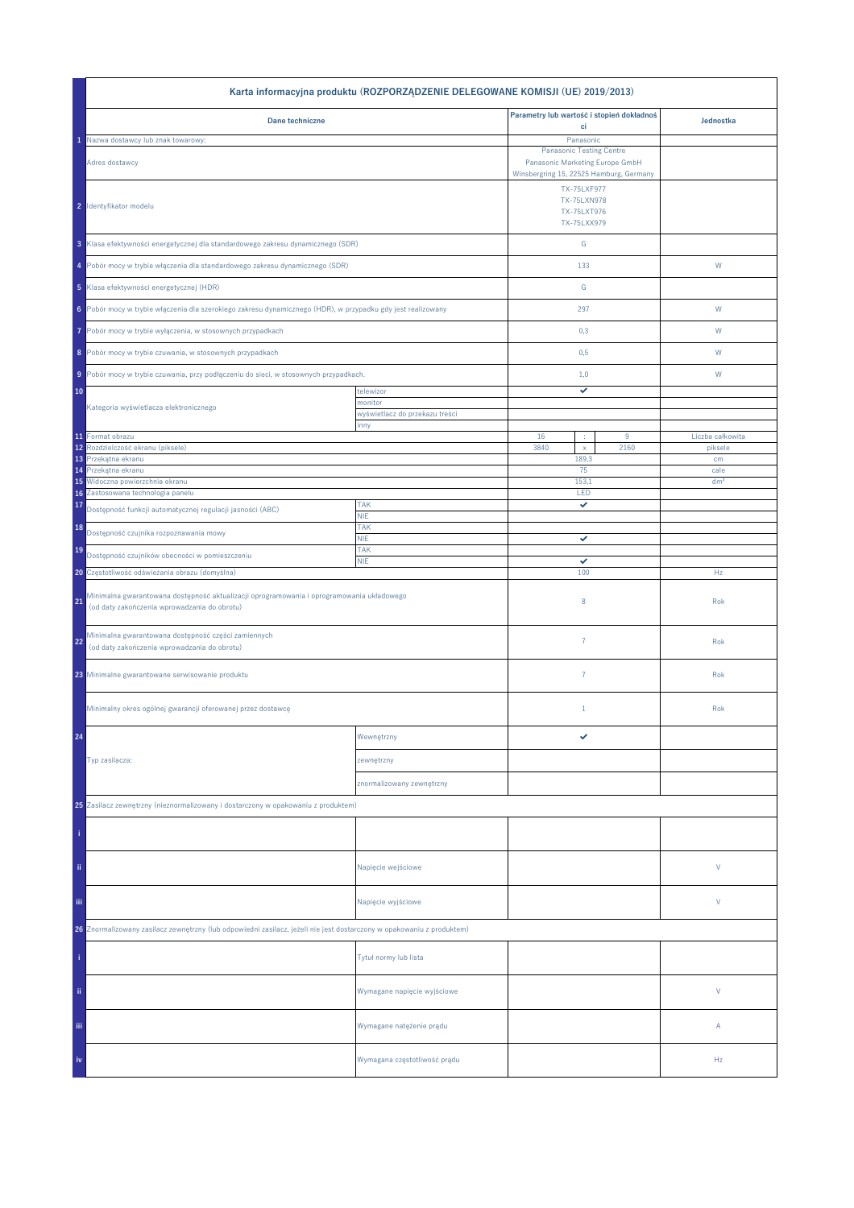| | Karta informacyjna produktu (ROZPORZĄDZENIE DELEGOWANE KOMISJI (UE) 2019/2013) | | | | | |
|---|---|---|---|---|---|---|
| | Dane techniczne | | Parametry lub wartość i stopień dokładności | | | Jednostka |
| 1 | Nazwa dostawcy lub znak towarowy: | | Panasonic | | | |
| | Adres dostawcy | | Panasonic Testing Centre<br>Panasonic Marketing Europe GmbH<br>Winsbergring 15, 22525 Hamburg, Germany | | | |
| 2 | Identyfikator modelu | | TX-75LXF977<br>TX-75LXN978<br>TX-75LXT976<br>TX-75LXX979 | | | |
| 3 | Klasa efektywności energetycznej dla standardowego zakresu dynamicznego (SDR) | | G | | | |
| 4 | Pobór mocy w trybie włączenia dla standardowego zakresu dynamicznego (SDR) | | 133 | | | W |
| 5 | Klasa efektywności energetycznej (HDR) | | G | | | |
| 6 | Pobór mocy w trybie włączenia dla szerokiego zakresu dynamicznego (HDR), w przypadku gdy jest realizowany | | 297 | | | W |
| 7 | Pobór mocy w trybie wyłączenia, w stosownych przypadkach | | 0,3 | | | W |
| 8 | Pobór mocy w trybie czuwania, w stosownych przypadkach | | 0,5 | | | W |
| 9 | Pobór mocy w trybie czuwania, przy podłączeniu do sieci, w stosownych przypadkach. | | 1,0 | | | W |
| 10 | Kategoria wyświetlacza elektronicznego | telewizor | ✔ | | | |
| | | monitor | | | | |
| | | wyświetlacz do przekazu treści | | | | |
| | | inny | | | | |
| 11 | Format obrazu | | 16 | : | 9 | Liczba całkowita |
| 12 | Rozdzielczość ekranu (piksele) | | 3840 | x | 2160 | piksele |
| 13 | Przekątna ekranu | | 189,3 | | | cm |
| 14 | Przekątna ekranu | | 75 | | | cale |
| 15 | Widoczna powierzchnia ekranu | | 153,1 | | | dm² |
| 16 | Zastosowana technologia panelu | | LED | | | |
| 17 | Dostępność funkcji automatycznej regulacji jasności (ABC) | TAK | ✔ | | | |
| | | NIE | | | | |
| 18 | Dostępność czujnika rozpoznawania mowy | TAK | | | | |
| | | NIE | ✔ | | | |
| 19 | Dostępność czujników obecności w pomieszczeniu | TAK | | | | |
| | | NIE | ✔ | | | |
| 20 | Częstotliwość odświeżania obrazu (domyślna) | | 100 | | | Hz |
| 21 | Minimalna gwarantowana dostępność aktualizacji oprogramowania i oprogramowania układowego (od daty zakończenia wprowadzania do obrotu) | | 8 | | | Rok |
| 22 | Minimalna gwarantowana dostępność części zamiennych (od daty zakończenia wprowadzania do obrotu) | | 7 | | | Rok |
| 23 | Minimalne gwarantowane serwisowanie produktu | | 7 | | | Rok |
| | Minimalny okres ogólnej gwarancji oferowanej przez dostawcę | | 1 | | | Rok |
| 24 | Typ zasilacza: | Wewnętrzny | ✔ | | | |
| | | zewnętrzny | | | | |
| | | znormalizowany zewnętrzny | | | | |
| 25 | Zasilacz zewnętrzny (nieznormalizowany i dostarczony w opakowaniu z produktem) | | | | | |
| i | | | | | | |
| ii | | Napięcie wejściowe | | | | V |
| iii | | Napięcie wyjściowe | | | | V |
| 26 | Znormalizowany zasilacz zewnętrzny (lub odpowiedni zasilacz, jeżeli nie jest dostarczony w opakowaniu z produktem) | | | | | |
| i | | Tytuł normy lub lista | | | | |
| ii | | Wymagane napięcie wyjściowe | | | | V |
| iii | | Wymagane natężenie prądu | | | | A |
| iv | | Wymagana częstotliwość prądu | | | | Hz |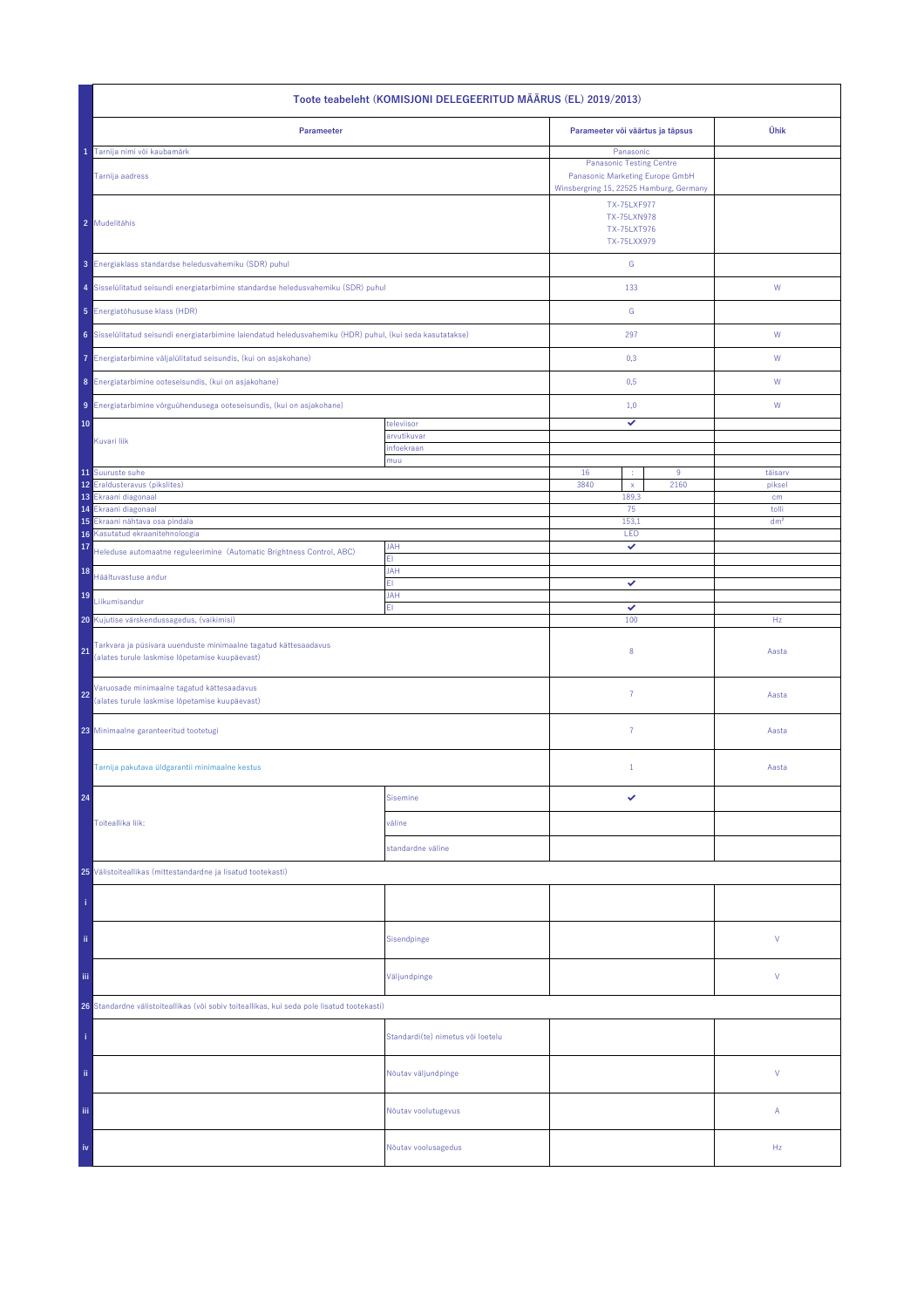| | Toote teabeleht (KOMISJONI DELEGEERITUD MÄÄRUS (EL) 2019/2013) | | | | | |
|---|---|---|---|---|---|---|
| | **Parameeter** | | **Parameeter või väärtus ja täpsus** | | | **Ühik** |
| 1 | Tarnija nimi või kaubamärk | | Panasonic | | | |
| | Tarnija aadress | | Panasonic Testing Centre<br>Panasonic Marketing Europe GmbH<br>Winsbergring 15, 22525 Hamburg, Germany | | | |
| 2 | Mudelitähis | | TX-75LXF977<br>TX-75LXN978<br>TX-75LXT976<br>TX-75LXX979 | | | |
| 3 | Energiaklass standardse heledusvahemiku (SDR) puhul | | G | | | |
| 4 | Sisselülitatud seisundi energiatarbimine standardse heledusvahemiku (SDR) puhul | | 133 | | | W |
| 5 | Energiatõhususe klass (HDR) | | G | | | |
| 6 | Sisselülitatud seisundi energiatarbimine laiendatud heledusvahemiku (HDR) puhul, (kui seda kasutatakse) | | 297 | | | W |
| 7 | Energiatarbimine väljalülitatud seisundis, (kui on asjakohane) | | 0,3 | | | W |
| 8 | Energiatarbimine ooteseisundis, (kui on asjakohane) | | 0,5 | | | W |
| 9 | Energiatarbimine võrguühendusega ooteseisundis, (kui on asjakohane) | | 1,0 | | | W |
| 10 | Kuvari liik | televiisor | ✔ | | | |
| | | arvutikuvar | | | | |
| | | infoekraan | | | | |
| | | muu | | | | |
| 11 | Suuruste suhe | | 16 | : | 9 | täisarv |
| 12 | Eraldusteravus (pikslites) | | 3840 | x | 2160 | piksel |
| 13 | Ekraani diagonaal | | 189,3 | | | cm |
| 14 | Ekraani diagonaal | | 75 | | | tolli |
| 15 | Ekraani nähtava osa pindala | | 153,1 | | | dm² |
| 16 | Kasutatud ekraanitehnoloogia | | LED | | | |
| 17 | Heleduse automaatne reguleerimine (Automatic Brightness Control, ABC) | JAH | ✔ | | | |
| | | EI | | | | |
| 18 | Häältuvastuse andur | JAH | | | | |
| | | EI | ✔ | | | |
| 19 | Liikumisandur | JAH | | | | |
| | | EI | ✔ | | | |
| 20 | Kujutise värskendussagedus, (vaikimisi) | | 100 | | | Hz |
| 21 | Tarkvara ja püsivara uuenduste minimaalne tagatud kättesaadavus (alates turule laskmise lõpetamise kuupäevast) | | 8 | | | Aasta |
| 22 | Varuosade minimaalne tagatud kättesaadavus (alates turule laskmise lõpetamise kuupäevast) | | 7 | | | Aasta |
| 23 | Minimaalne garanteeritud tootetugi | | 7 | | | Aasta |
| | Tarnija pakutava üldgarantii minimaalne kestus | | 1 | | | Aasta |
| 24 | Toiteallika liik: | Sisemine | ✔ | | | |
| | | väline | | | | |
| | | standardne väline | | | | |
| 25 | Välistoiteallikas (mittestandardne ja lisatud tootekasti) | | | | | |
| i | | | | | | |
| ii | | Sisendpinge | | | | V |
| iii | | Väljundpinge | | | | V |
| 26 | Standardne välistoiteallikas (või sobiv toiteallikas, kui seda pole lisatud tootekasti) | | | | | |
| i | | Standardi(te) nimetus või loetelu | | | | |
| ii | | Nõutav väljundpinge | | | | V |
| iii | | Nõutav voolutugevus | | | | A |
| iv | | Nõutav voolusagedus | | | | Hz |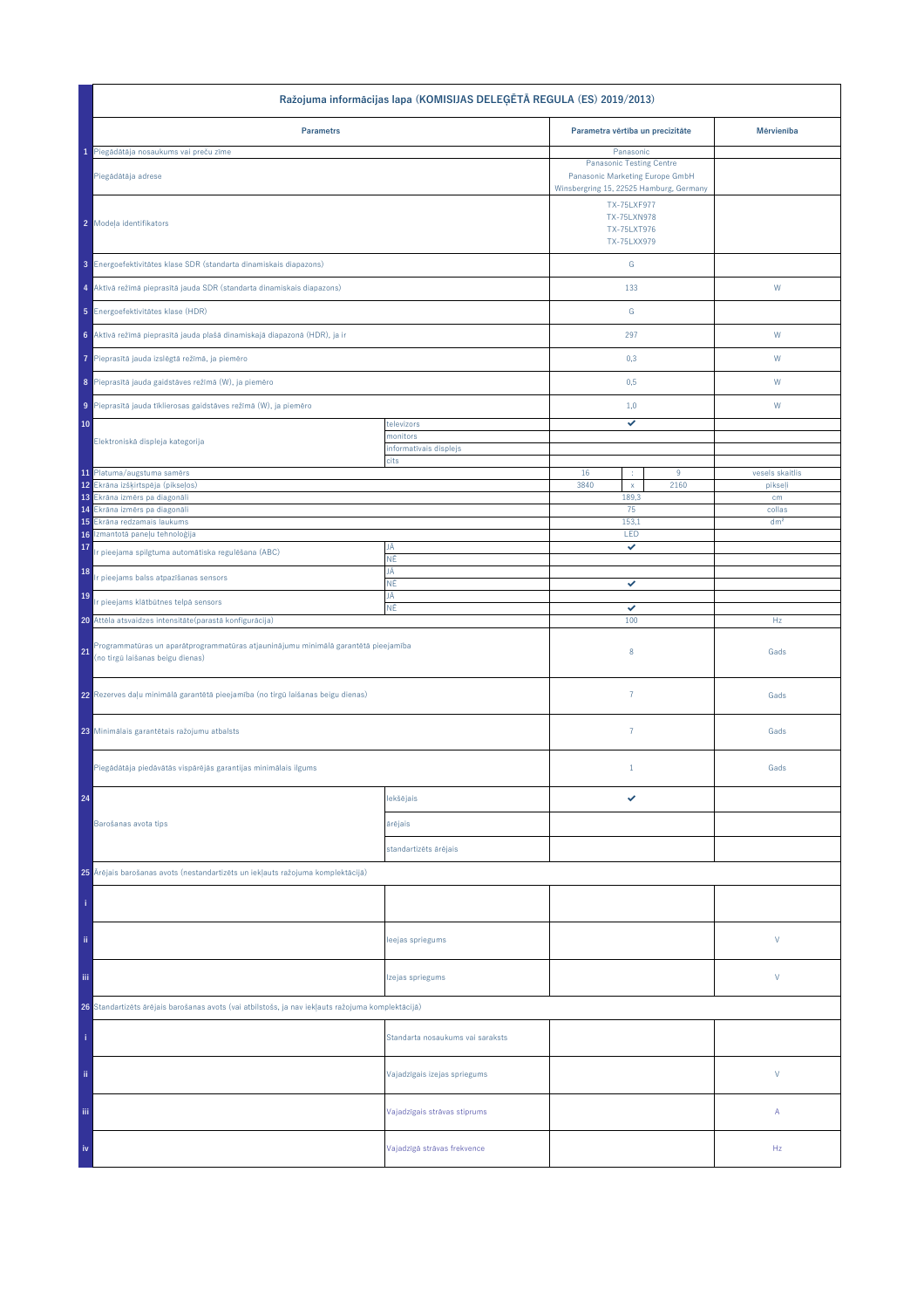| | Ražojuma informācijas lapa (KOMISIJAS DELEĢĒTĀ REGULA (ES) 2019/2013) | | | | |
|---|---|---|---|---|---|
| | **Parametrs** | | **Parametra vērtība un precizitāte** | | **Mērvienība** |
| 1 | Piegādātāja nosaukums vai preču zīme | | Panasonic | | |
| | Piegādātāja adrese | | Panasonic Testing Centre<br>Panasonic Marketing Europe GmbH<br>Winsbergring 15, 22525 Hamburg, Germany | | |
| 2 | Modeļa identifikators | | TX-75LXF977<br>TX-75LXN978<br>TX-75LXT976<br>TX-75LXX979 | | |
| 3 | Energoefektivitātes klase SDR (standarta dinamiskais diapazons) | | G | | |
| 4 | Aktīvā režīmā pieprasītā jauda SDR (standarta dinamiskais diapazons) | | 133 | | W |
| 5 | Energoefektivitātes klase (HDR) | | G | | |
| 6 | Aktīvā režīmā pieprasītā jauda plašā dinamiskajā diapazonā (HDR), ja ir | | 297 | | W |
| 7 | Pieprasītā jauda izslēgtā režīmā, ja piemēro | | 0,3 | | W |
| 8 | Pieprasītā jauda gaidstāves režīmā (W), ja piemēro | | 0,5 | | W |
| 9 | Pieprasītā jauda tīklierosas gaidstāves režīmā (W), ja piemēro | | 1,0 | | W |
| 10 | Elektroniskā displeja kategorija | televizors | ✔ | | |
| | | monitors | | | |
| | | informatīvais displejs | | | |
| | | cits | | | |
| 11 | Platuma/augstuma samērs | | 16 : 9 | | vesels skaitlis |
| 12 | Ekrāna izšķirtspēja (pikseļos) | | 3840 x 2160 | | pikseļi |
| 13 | Ekrāna izmērs pa diagonāli | | 189,3 | | cm |
| 14 | Ekrāna izmērs pa diagonāli | | 75 | | collas |
| 15 | Ekrāna redzamais laukums | | 153,1 | | dm² |
| 16 | Izmantotā paneļu tehnoloģija | | LED | | |
| 17 | Ir pieejama spilgtuma automātiska regulēšana (ABC) | JĀ | ✔ | | |
| | | NĒ | | | |
| 18 | Ir pieejams balss atpazīšanas sensors | JĀ | | | |
| | | NĒ | ✔ | | |
| 19 | Ir pieejams klātbūtnes telpā sensors | JĀ | | | |
| | | NĒ | ✔ | | |
| 20 | Attēla atsvaidzes intensitāte(parastā konfigurācija) | | 100 | | Hz |
| 21 | Programmatūras un aparātprogrammatūras atjauninājumu minimālā garantētā pieejamība (no tirgū laišanas beigu dienas) | | 8 | | Gads |
| 22 | Rezerves daļu minimālā garantētā pieejamība (no tirgū laišanas beigu dienas) | | 7 | | Gads |
| 23 | Minimālais garantētais ražojumu atbalsts | | 7 | | Gads |
| | Piegādātāja piedāvātās vispārējās garantijas minimālais ilgums | | 1 | | Gads |
| 24 | Barošanas avota tips | Iekšējais | ✔ | | |
| | | ārējais | | | |
| | | standartizēts ārējais | | | |
| 25 | Ārējais barošanas avots (nestandartizēts un iekļauts ražojuma komplektācijā) | | | | |
| i | | | | | |
| ii | | Ieejas spriegums | | | V |
| iii | | Izejas spriegums | | | V |
| 26 | Standartizēts ārējais barošanas avots (vai atbilstošs, ja nav iekļauts ražojuma komplektācijā) | | | | |
| i | | Standarta nosaukums vai saraksts | | | |
| ii | | Vajadzīgais izejas spriegums | | | V |
| iii | | Vajadzīgais strāvas stiprums | | | A |
| iv | | Vajadzīgā strāvas frekvence | | | Hz |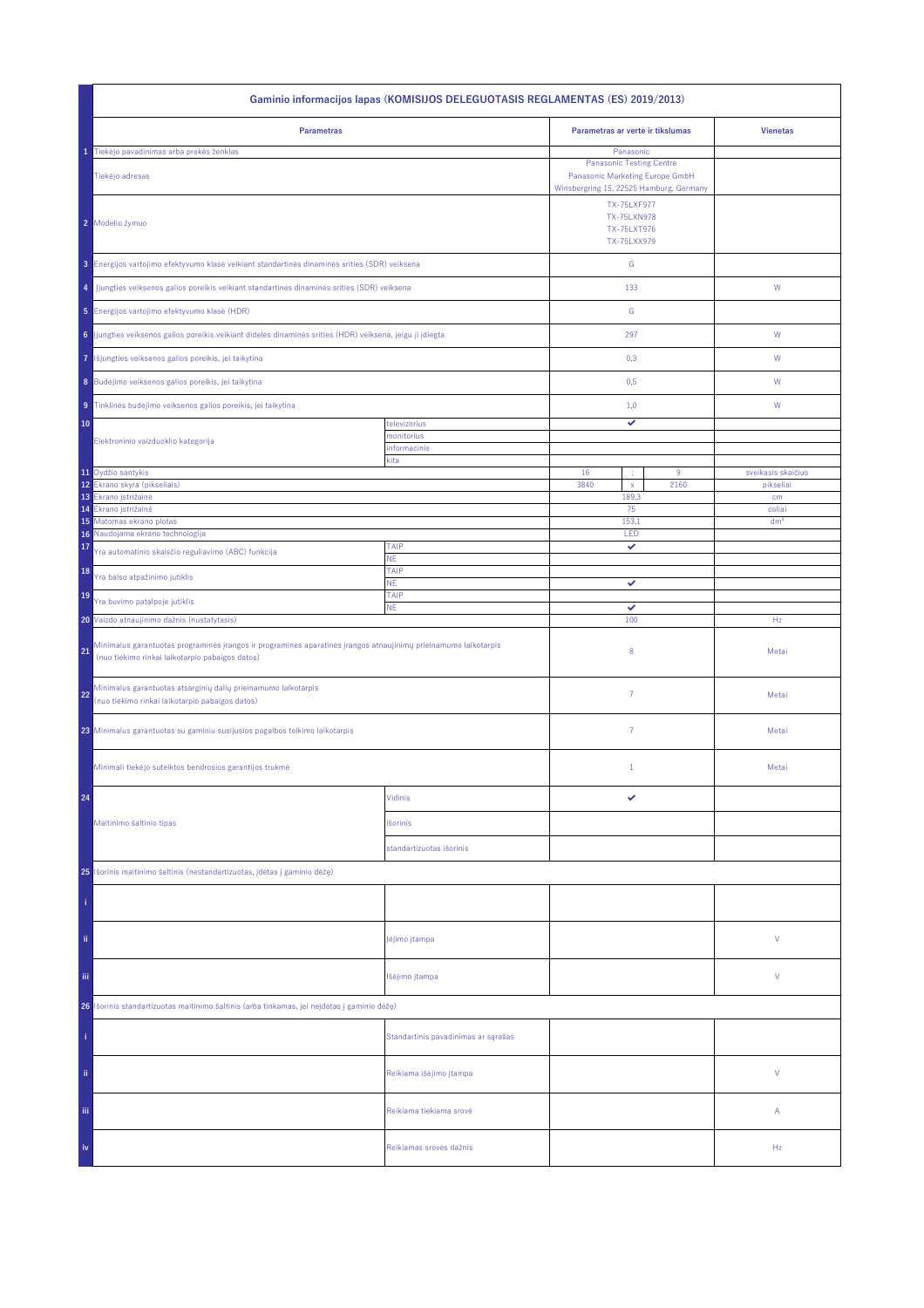| | Gaminio informacijos lapas (KOMISIJOS DELEGUOTASIS REGLAMENTAS (ES) 2019/2013) | | | | | |
|---|---|---|---|---|---|---|
| | **Parametras** | | **Parametras ar vertė ir tikslumas** | | | **Vienetas** |
| 1 | Tiekėjo pavadinimas arba prekės ženklas | | Panasonic | | | |
| | Tiekėjo adresas | | Panasonic Testing Centre<br>Panasonic Marketing Europe GmbH<br>Winsbergring 15, 22525 Hamburg, Germany | | | |
| 2 | Modelio žymuo | | TX-75LXF977<br>TX-75LXN978<br>TX-75LXT976<br>TX-75LXX979 | | | |
| 3 | Energijos vartojimo efektyvumo klasė veikiant standartinės dinaminės srities (SDR) veiksena | | G | | | |
| 4 | Įjungties veiksenos galios poreikis veikiant standartinės dinaminės srities (SDR) veiksena | | 133 | | | W |
| 5 | Energijos vartojimo efektyvumo klasė (HDR) | | G | | | |
| 6 | Įjungties veiksenos galios poreikis veikiant didelės dinaminės srities (HDR) veiksena, jeigu ji įdiegta | | 297 | | | W |
| 7 | Išjungties veiksenos galios poreikis, jei taikytina | | 0,3 | | | W |
| 8 | Budėjimo veiksenos galios poreikis, jei taikytina | | 0,5 | | | W |
| 9 | Tinklinės budėjimo veiksenos galios poreikis, jei taikytina | | 1,0 | | | W |
| 10 | Elektroninio vaizduoklio kategorija | televizorius | ✔ | | | |
| | | monitorius | | | | |
| | | informacinis | | | | |
| | | kita | | | | |
| 11 | Dydžio santykis | | 16 | : | 9 | sveikasis skaičius |
| 12 | Ekrano skyra (pikseliais) | | 3840 | x | 2160 | pikseliai |
| 13 | Ekrano įstrižainė | | 189,3 | | | cm |
| 14 | Ekrano įstrižainė | | 75 | | | coliai |
| 15 | Matomas ekrano plotas | | 153,1 | | | dm² |
| 16 | Naudojama ekrano technologija | | LED | | | |
| 17 | Yra automatinio skaisčio reguliavimo (ABC) funkcija | TAIP | ✔ | | | |
| | | NE | | | | |
| 18 | Yra balso atpažinimo jutiklis | TAIP | | | | |
| | | NE | ✔ | | | |
| 19 | Yra buvimo patalpoje jutiklis | TAIP | | | | |
| | | NE | ✔ | | | |
| 20 | Vaizdo atnaujinimo dažnis (nustatytasis) | | 100 | | | Hz |
| 21 | Minimalus garantuotas programinės įrangos ir programinės aparatinės įrangos atnaujinimų prieinamumo laikotarpis (nuo tiekimo rinkai laikotarpio pabaigos datos) | | 8 | | | Metai |
| 22 | Minimalus garantuotas atsarginių dalių prieinamumo laikotarpis (nuo tiekimo rinkai laikotarpio pabaigos datos) | | 7 | | | Metai |
| 23 | Minimalus garantuotas su gaminiu susijusios pagalbos teikimo laikotarpis | | 7 | | | Metai |
| | Minimali tiekėjo suteiktos bendrosios garantijos trukmė | | 1 | | | Metai |
| 24 | Maitinimo šaltinio tipas | Vidinis | ✔ | | | |
| | | Išorinis | | | | |
| | | standartizuotas išorinis | | | | |
| 25 | Išorinis maitinimo šaltinis (nestandartizuotas, įdėtas į gaminio dėžę) | | | | | |
| i | | | | | | |
| ii | | Įėjimo įtampa | | | | V |
| iii | | Išėjimo įtampa | | | | V |
| 26 | Išorinis standartizuotas maitinimo šaltinis (arba tinkamas, jei neįdėtas į gaminio dėžę) | | | | | |
| i | | Standartinis pavadinimas ar sąrašas | | | | |
| ii | | Reikiama išėjimo įtampa | | | | V |
| iii | | Reikiama tiekiama srovė | | | | A |
| iv | | Reikiamas srovės dažnis | | | | Hz |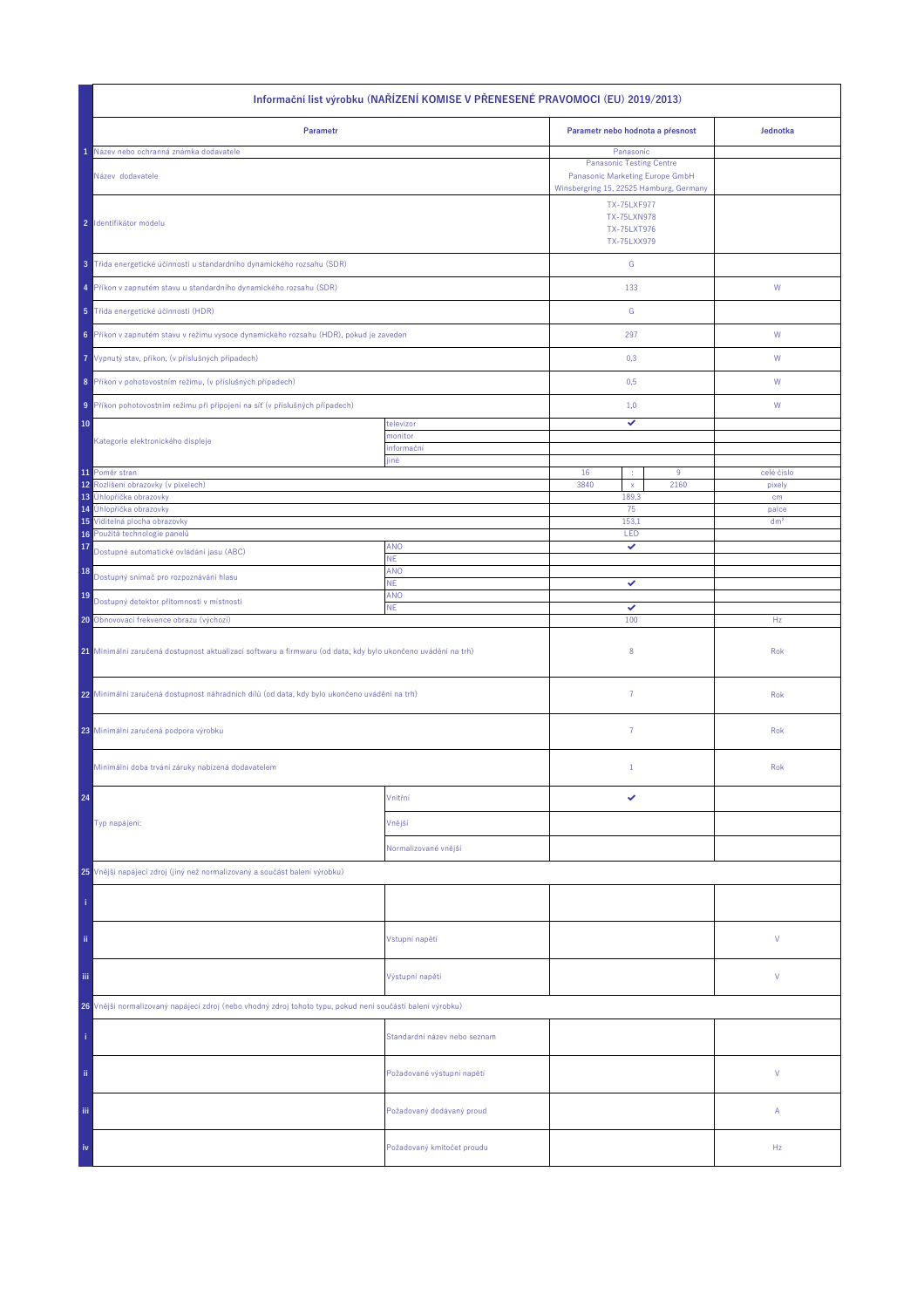# Informační list výrobku (NAŘÍZENÍ KOMISE V PŘENESENÉ PRAVOMOCI (EU) 2019/2013)

| | Parametr | | Parametr nebo hodnota a přesnost | | | Jednotka |
|---|---|---|---|---|---|---|
| 1 | Název nebo ochranná známka dodavatele | | Panasonic | | | |
| | Název dodavatele | | Panasonic Testing Centre<br>Panasonic Marketing Europe GmbH<br>Winsbergring 15, 22525 Hamburg, Germany | | | |
| 2 | Identifikátor modelu | | TX-75LXF977<br>TX-75LXN978<br>TX-75LXT976<br>TX-75LXX979 | | | |
| 3 | Třída energetické účinnosti u standardního dynamického rozsahu (SDR) | | G | | | |
| 4 | Příkon v zapnutém stavu u standardního dynamického rozsahu (SDR) | | 133 | | | W |
| 5 | Třída energetické účinnosti (HDR) | | G | | | |
| 6 | Příkon v zapnutém stavu v režimu vysoce dynamického rozsahu (HDR), pokud je zaveden | | 297 | | | W |
| 7 | Vypnutý stav, příkon, (v příslušných případech) | | 0,3 | | | W |
| 8 | Příkon v pohotovostním režimu, (v příslušných případech) | | 0,5 | | | W |
| 9 | Příkon pohotovostním režimu při připojení na síť (v příslušných případech) | | 1,0 | | | W |
| 10 | Kategorie elektronického displeje | televizor | ✔ | | | |
| | | monitor | | | | |
| | | informační | | | | |
| | | jiné | | | | |
| 11 | Poměr stran | | 16 | : | 9 | celé číslo |
| 12 | Rozlišení obrazovky (v pixelech) | | 3840 | x | 2160 | pixely |
| 13 | Úhlopříčka obrazovky | | 189,3 | | | cm |
| 14 | Úhlopříčka obrazovky | | 75 | | | palce |
| 15 | Viditelná plocha obrazovky | | 153,1 | | | dm² |
| 16 | Použitá technologie panelů | | LED | | | |
| 17 | Dostupné automatické ovládání jasu (ABC) | ANO | ✔ | | | |
| | | NE | | | | |
| 18 | Dostupný snímač pro rozpoznávání hlasu | ANO | | | | |
| | | NE | ✔ | | | |
| 19 | Dostupný detektor přítomnosti v místnosti | ANO | | | | |
| | | NE | ✔ | | | |
| 20 | Obnovovací frekvence obrazu (výchozí) | | 100 | | | Hz |
| 21 | Minimální zaručená dostupnost aktualizací softwaru a firmwaru (od data, kdy bylo ukončeno uvádění na trh) | | 8 | | | Rok |
| 22 | Minimální zaručená dostupnost náhradních dílů (od data, kdy bylo ukončeno uvádění na trh) | | 7 | | | Rok |
| 23 | Minimální zaručená podpora výrobku | | 7 | | | Rok |
| | Minimální doba trvání záruky nabízená dodavatelem | | 1 | | | Rok |
| 24 | Typ napájení: | Vnitřní | ✔ | | | |
| | | Vnější | | | | |
| | | Normalizované vnější | | | | |
| 25 | Vnější napájecí zdroj (jiný než normalizovaný a součást balení výrobku) | | | | | |
| i | | | | | | |
| ii | | Vstupní napětí | | | | V |
| iii | | Výstupní napětí | | | | V |
| 26 | Vnější normalizovaný napájecí zdroj (nebo vhodný zdroj tohoto typu, pokud není součástí balení výrobku) | | | | | |
| i | | Standardní název nebo seznam | | | | |
| ii | | Požadované výstupní napětí | | | | V |
| iii | | Požadovaný dodávaný proud | | | | A |
| iv | | Požadovaný kmitočet proudu | | | | Hz |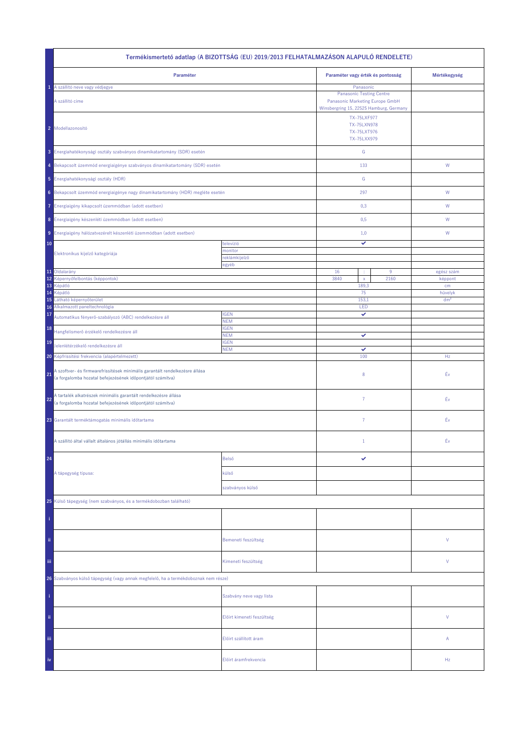| | Termékismertető adatlap (A BIZOTTSÁG (EU) 2019/2013 FELHATALMAZÁSON ALAPULÓ RENDELETE) | | | | | |
|---|---|---|---|---|---|---|
| | **Paraméter** | | **Paraméter vagy érték és pontosság** | | | **Mértékegység** |
| 1 | A szállító neve vagy védjegye | | Panasonic | | | |
| | A szállító címe | | Panasonic Testing Centre<br>Panasonic Marketing Europe GmbH<br>Winsbergring 15, 22525 Hamburg, Germany | | | |
| 2 | Modellazonosító | | TX-75LXF977<br>TX-75LXN978<br>TX-75LXT976<br>TX-75LXX979 | | | |
| 3 | Energiahatékonysági osztály szabványos dinamikatartomány (SDR) esetén | | G | | | |
| 4 | Bekapcsolt üzemmód energiaigénye szabványos dinamikatartomány (SDR) esetén | | 133 | | | W |
| 5 | Energiahatékonysági osztály (HDR) | | G | | | |
| 6 | Bekapcsolt üzemmód energiaigénye nagy dinamikatartomány (HDR) megléte esetén | | 297 | | | W |
| 7 | Energiaigény kikapcsolt üzemmódban (adott esetben) | | 0,3 | | | W |
| 8 | Energiaigény készenléti üzemmódban (adott esetben) | | 0,5 | | | W |
| 9 | Energiaigény hálózatvezérelt készenléti üzemmódban (adott esetben) | | 1,0 | | | W |
| 10 | Elektronikus kijelző kategóriája | televízió | ✔ | | | |
| | | monitor | | | | |
| | | reklámkijelző | | | | |
| | | egyéb | | | | |
| 11 | Oldalarány | | 16 | : | 9 | egész szám |
| 12 | Képernyőfelbontás (képpontok) | | 3840 | x | 2160 | képpont |
| 13 | Képátló | | 189,3 | | | cm |
| 14 | Képátló | | 75 | | | hüvelyk |
| 15 | Látható képernyőterület | | 153,1 | | | dm² |
| 16 | Alkalmazott paneltechnológia | | LED | | | |
| 17 | Automatikus fényerő-szabályozó (ABC) rendelkezésre áll | IGEN | ✔ | | | |
| | | NEM | | | | |
| 18 | Hangfelismerő érzékelő rendelkezésre áll | IGEN | | | | |
| | | NEM | ✔ | | | |
| 19 | Jelenlétérzékelő rendelkezésre áll | IGEN | | | | |
| | | NEM | ✔ | | | |
| 20 | Képfrissítési frekvencia (alapértelmezett) | | 100 | | | Hz |
| 21 | A szoftver- és firmwarefrissítések minimális garantált rendelkezésre állása<br>(a forgalomba hozatal befejezésének időpontjától számítva) | | 8 | | | Év |
| 22 | A tartalék alkatrészek minimális garantált rendelkezésre állása<br>(a forgalomba hozatal befejezésének időpontjától számítva) | | 7 | | | Év |
| 23 | Garantált terméktámogatás minimális időtartama | | 7 | | | Év |
| | A szállító által vállalt általános jótállás minimális időtartama | | 1 | | | Év |
| 24 | A tápegység típusa: | Belső | ✔ | | | |
| | | külső | | | | |
| | | szabványos külső | | | | |
| 25 | Külső tápegység (nem szabványos, és a termékdobozban található) | | | | | |
| i | | | | | | |
| ii | | Bemeneti feszültség | | | | V |
| iii | | Kimeneti feszültség | | | | V |
| 26 | Szabványos külső tápegység (vagy annak megfelelő, ha a termékdoboznak nem része) | | | | | |
| i | | Szabvány neve vagy lista | | | | |
| ii | | Előírt kimeneti feszültség | | | | V |
| iii | | Előírt szállított áram | | | | A |
| iv | | Előírt áramfrekvencia | | | | Hz |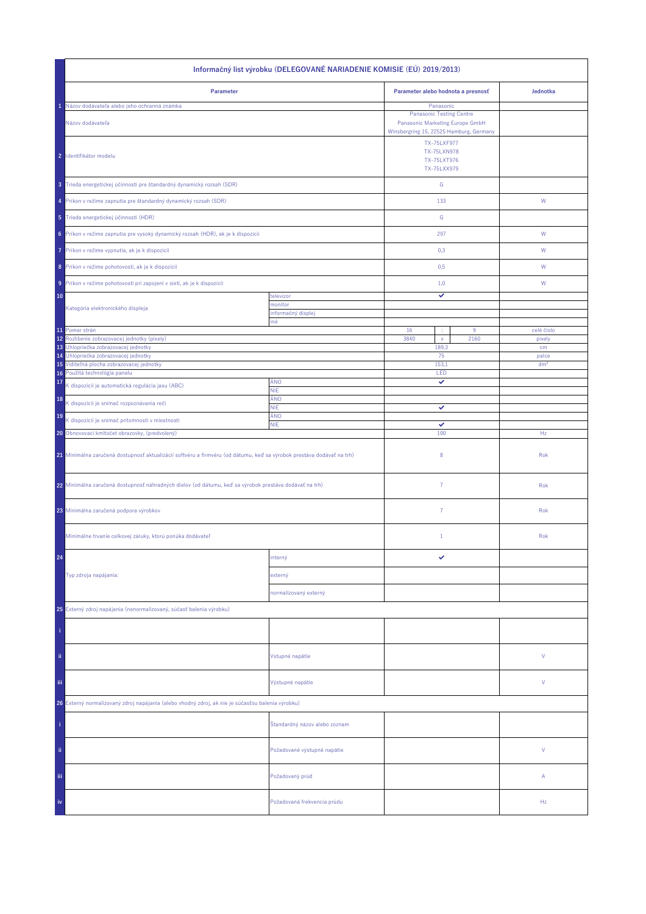| | Informačný list výrobku (DELEGOVANÉ NARIADENIE KOMISIE (EÚ) 2019/2013) | | | | | |
|---|---|---|---|---|---|---|
| | **Parameter** | | **Parameter alebo hodnota a presnosť** | | | **Jednotka** |
| 1 | Názov dodávateľa alebo jeho ochranná známka | | Panasonic | | | |
| | Názov dodávateľa | | Panasonic Testing Centre<br>Panasonic Marketing Europe GmbH<br>Winsbergring 15, 22525 Hamburg, Germany | | | |
| 2 | Identifikátor modelu | | TX-75LXF977<br>TX-75LXN978<br>TX-75LXT976<br>TX-75LXX979 | | | |
| 3 | Trieda energetickej účinnosti pre štandardný dynamický rozsah (SDR) | | G | | | |
| 4 | Príkon v režime zapnutia pre štandardný dynamický rozsah (SDR) | | 133 | | | W |
| 5 | Trieda energetickej účinnosti (HDR) | | G | | | |
| 6 | Príkon v režime zapnutia pre vysoký dynamický rozsah (HDR), ak je k dispozícii | | 297 | | | W |
| 7 | Príkon v režime vypnutia, ak je k dispozícii | | 0,3 | | | W |
| 8 | Príkon v režime pohotovosti, ak je k dispozícii | | 0,5 | | | W |
| 9 | Príkon v režime pohotovosti pri zapojení v sieti, ak je k dispozícii | | 1,0 | | | W |
| 10 | Kategória elektronického displeja | televízor | ✔ | | | |
| | | monitor | | | | |
| | | informačný displej | | | | |
| | | iné | | | | |
| 11 | Pomer strán | | 16 | : | 9 | celé číslo |
| 12 | Rozlíšenie zobrazovacej jednotky (pixely) | | 3840 | x | 2160 | pixely |
| 13 | Uhlopriečka zobrazovacej jednotky | | 189,3 | | | cm |
| 14 | Uhlopriečka zobrazovacej jednotky | | 75 | | | palce |
| 15 | Viditeľná plocha zobrazovacej jednotky | | 153,1 | | | dm² |
| 16 | Použitá technológia panelu | | LED | | | |
| 17 | K dispozícii je automatická regulácia jasu (ABC) | ÁNO | ✔ | | | |
| | | NIE | | | | |
| 18 | K dispozícii je snímač rozpoznávania reči | ÁNO | | | | |
| | | NIE | ✔ | | | |
| 19 | K dispozícii je snímač prítomnosti v miestnosti | ÁNO | | | | |
| | | NIE | ✔ | | | |
| 20 | Obnovovací kmitočet obrazovky, (predvolený) | | 100 | | | Hz |
| 21 | Minimálna zaručená dostupnosť aktualizácií softvéru a firmvéru (od dátumu, keď sa výrobok prestáva dodávať na trh) | | 8 | | | Rok |
| 22 | Minimálna zaručená dostupnosť náhradných dielov (od dátumu, keď sa výrobok prestáva dodávať na trh) | | 7 | | | Rok |
| 23 | Minimálna zaručená podpora výrobkov | | 7 | | | Rok |
| | Minimálne trvanie celkovej záruky, ktorú ponúka dodávateľ | | 1 | | | Rok |
| 24 | Typ zdroja napájania: | interný | ✔ | | | |
| | | externý | | | | |
| | | normalizovaný externý | | | | |
| 25 | Externý zdroj napájania (nenormalizovaný, súčasť balenia výrobku) | | | | | |
| i | | | | | | |
| ii | | Vstupné napätie | | | | V |
| iii | | Výstupné napätie | | | | V |
| 26 | Externý normalizovaný zdroj napájania (alebo vhodný zdroj), ak nie je súčasťou balenia výrobku) | | | | | |
| i | | Štandardný názov alebo zoznam | | | | |
| ii | | Požadované výstupné napätie | | | | V |
| iii | | Požadovaný prúd | | | | A |
| iv | | Požadovaná frekvencia prúdu | | | | Hz |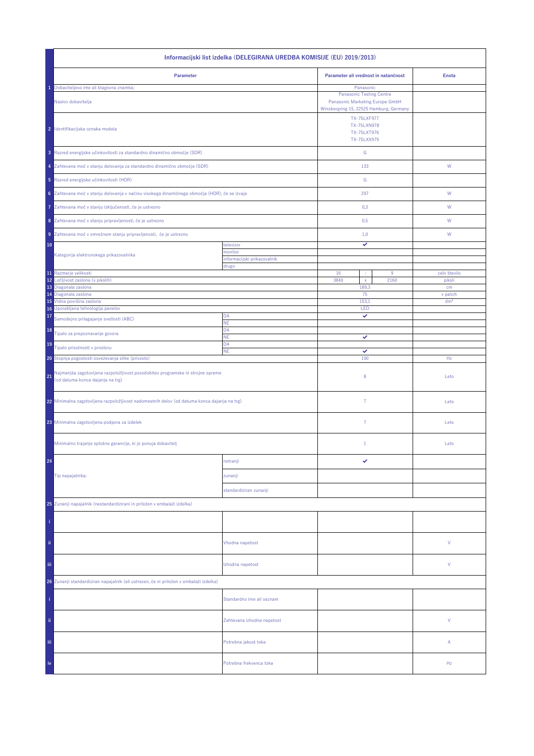| | Informacijski list izdelka (DELEGIRANA UREDBA KOMISIJE (EU) 2019/2013) | | | | |
|---|---|---|---|---|---|
| | **Parameter** | | **Parameter ali vrednost in natančnost** | | **Enota** |
| 1 | Dobaviteljevo ime ali blagovna znamka: | | Panasonic | | |
| | Naslov dobavitelja | | Panasonic Testing Centre<br>Panasonic Marketing Europe GmbH<br>Winsbergring 15, 22525 Hamburg, Germany | | |
| 2 | Identifikacijska oznaka modela | | TX-75LXF977<br>TX-75LXN978<br>TX-75LXT976<br>TX-75LXX979 | | |
| 3 | Razred energijske učinkovitosti za standardno dinamično območje (SDR) | | G | | |
| 4 | Zahtevana moč v stanju delovanja za standardno dinamično območje (SDR) | | 133 | | W |
| 5 | Razred energijske učinkovitosti (HDR) | | G | | |
| 6 | Zahtevana moč v stanju delovanja v načinu visokega dinamičnega območja (HDR), če se izvaja | | 297 | | W |
| 7 | Zahtevana moč v stanju izključenosti, če je ustrezno | | 0,3 | | W |
| 8 | Zahtevana moč v stanju pripravljenosti, če je ustrezno | | 0,5 | | W |
| 9 | Zahtevana moč v omrežnem stanju pripravljenosti, če je ustrezno | | 1,0 | | W |
| 10 | Kategorija elektronskega prikazovalnika | televizor | ✔ | | |
| | | monitor | | | |
| | | informacijski prikazovalnik | | | |
| | | drugo | | | |
| 11 | Razmerje velikosti | | 16 : 9 | | celo število |
| 12 | Ločljivost zaslona (v pikslih) | | 3840 x 2160 | | piksli |
| 13 | Diagonala zaslona | | 189,3 | | cm |
| 14 | Diagonala zaslona | | 75 | | v palcih |
| 15 | Vidna površina zaslona | | 153,1 | | dm² |
| 16 | Uporabljena tehnologija panelov | | LED | | |
| 17 | Samodejno prilagajanje svetlosti (ABC) | DA | ✔ | | |
| | | NE | | | |
| 18 | Tipalo za prepoznavanje govora | DA | | | |
| | | NE | ✔ | | |
| 19 | Tipalo prisotnosti v prostoru | DA | | | |
| | | NE | ✔ | | |
| 20 | Stopnja pogostosti osveževanja slike (privzeto) | | 100 | | Hz |
| 21 | Najmanjša zagotovljena razpoložljivost posodobitev programske in strojne opreme (od datuma konca dajanja na trg) | | 8 | | Leto |
| 22 | Minimalna zagotovljena razpoložljivost nadomestnih delov (od datuma konca dajanja na trg) | | 7 | | Leto |
| 23 | Minimalna zagotovljena podpora za izdelek | | 7 | | Leto |
| | Minimalno trajanje splošne garancije, ki jo ponuja dobavitelj | | 1 | | Leto |
| 24 | Tip napajalnika: | notranji | ✔ | | |
| | | zunanji | | | |
| | | standardiziran zunanji | | | |
| 25 | Zunanji napajalnik (nestandardizirani in priložen v embalaži izdelka) | | | | |
| i | | | | | |
| ii | | Vhodna napetost | | | V |
| iii | | Izhodna napetost | | | V |
| 26 | Zunanji standardiziran napajalnik (ali ustrezen, če ni priložen v embalaži izdelka) | | | | |
| i | | Standardno ime ali seznam | | | |
| ii | | Zahtevana izhodna napetost | | | V |
| iii | | Potrebna jakost toka | | | A |
| iv | | Potrebna frekvenca toka | | | Hz |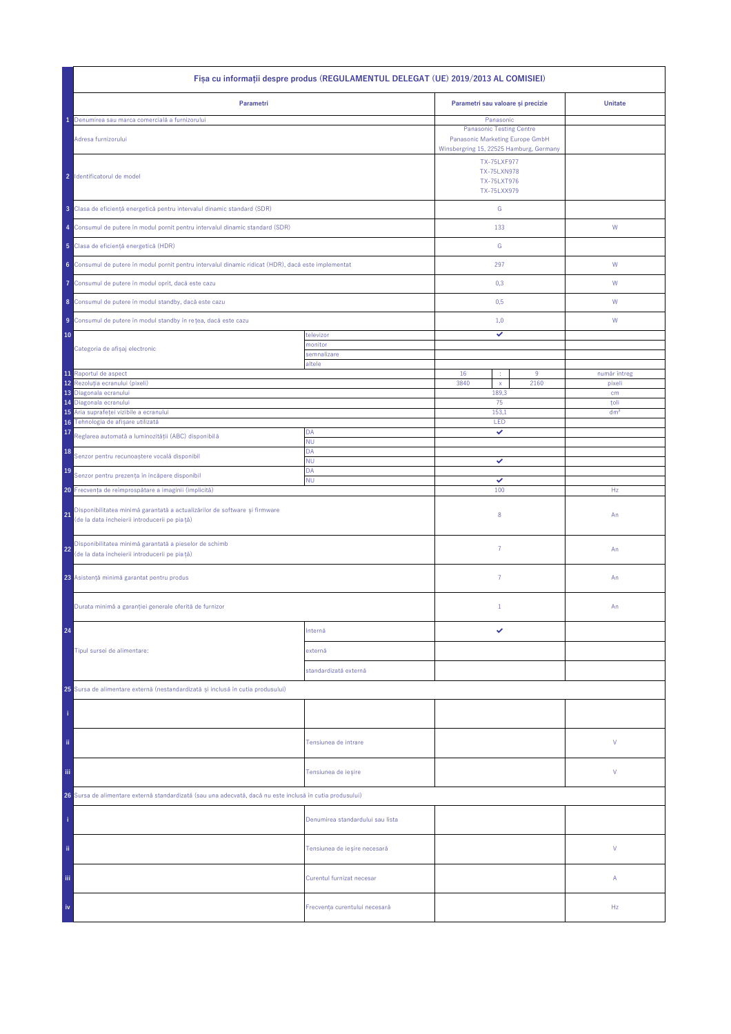| | Fișa cu informații despre produs (REGULAMENTUL DELEGAT (UE) 2019/2013 AL COMISIEI) | | | | | |
|---|---|---|---|---|---|---|
| | **Parametri** | | **Parametri sau valoare și precizie** | | | **Unitate** |
| 1 | Denumirea sau marca comercială a furnizorului | | Panasonic | | | |
| | Adresa furnizorului | | Panasonic Testing Centre<br>Panasonic Marketing Europe GmbH<br>Winsbergring 15, 22525 Hamburg, Germany | | | |
| 2 | Identificatorul de model | | TX-75LXF977<br>TX-75LXN978<br>TX-75LXT976<br>TX-75LXX979 | | | |
| 3 | Clasa de eficiență energetică pentru intervalul dinamic standard (SDR) | | G | | | |
| 4 | Consumul de putere în modul pornit pentru intervalul dinamic standard (SDR) | | 133 | | | W |
| 5 | Clasa de eficiență energetică (HDR) | | G | | | |
| 6 | Consumul de putere în modul pornit pentru intervalul dinamic ridicat (HDR), dacă este implementat | | 297 | | | W |
| 7 | Consumul de putere în modul oprit, dacă este cazu | | 0,3 | | | W |
| 8 | Consumul de putere în modul standby, dacă este cazu | | 0,5 | | | W |
| 9 | Consumul de putere în modul standby în rețea, dacă este cazu | | 1,0 | | | W |
| 10 | Categoria de afișaj electronic | televizor | ✔ | | | |
| | | monitor | | | | |
| | | semnalizare | | | | |
| | | altele | | | | |
| 11 | Raportul de aspect | | 16 | : | 9 | număr întreg |
| 12 | Rezoluția ecranului (pixeli) | | 3840 | x | 2160 | pixeli |
| 13 | Diagonala ecranului | | 189,3 | | | cm |
| 14 | Diagonala ecranului | | 75 | | | țoli |
| 15 | Aria suprafeței vizibile a ecranului | | 153,1 | | | dm² |
| 16 | Tehnologia de afișare utilizată | | LED | | | |
| 17 | Reglarea automată a luminozității (ABC) disponibilă | DA | ✔ | | | |
| | | NU | | | | |
| 18 | Senzor pentru recunoaștere vocală disponibil | DA | | | | |
| | | NU | ✔ | | | |
| 19 | Senzor pentru prezența în încăpere disponibil | DA | | | | |
| | | NU | ✔ | | | |
| 20 | Frecvența de reîmprospătare a imaginii (implicită) | | 100 | | | Hz |
| 21 | Disponibilitatea minimă garantată a actualizărilor de software și firmware (de la data încheierii introducerii pe piață) | | 8 | | | An |
| 22 | Disponibilitatea minimă garantată a pieselor de schimb (de la data încheierii introducerii pe piață) | | 7 | | | An |
| 23 | Asistență minimă garantat pentru produs | | 7 | | | An |
| | Durata minimă a garanției generale oferită de furnizor | | 1 | | | An |
| 24 | Tipul sursei de alimentare: | Internă | ✔ | | | |
| | | externă | | | | |
| | | standardizată externă | | | | |
| 25 | Sursa de alimentare externă (nestandardizată și inclusă în cutia produsului) | | | | | |
| i | | | | | | |
| ii | | Tensiunea de intrare | | | | V |
| iii | | Tensiunea de ieșire | | | | V |
| 26 | Sursa de alimentare externă standardizată (sau una adecvată, dacă nu este inclusă în cutia produsului) | | | | | |
| i | | Denumirea standardului sau lista | | | | |
| ii | | Tensiunea de ieșire necesară | | | | V |
| iii | | Curentul furnizat necesar | | | | A |
| iv | | Frecvența curentului necesară | | | | Hz |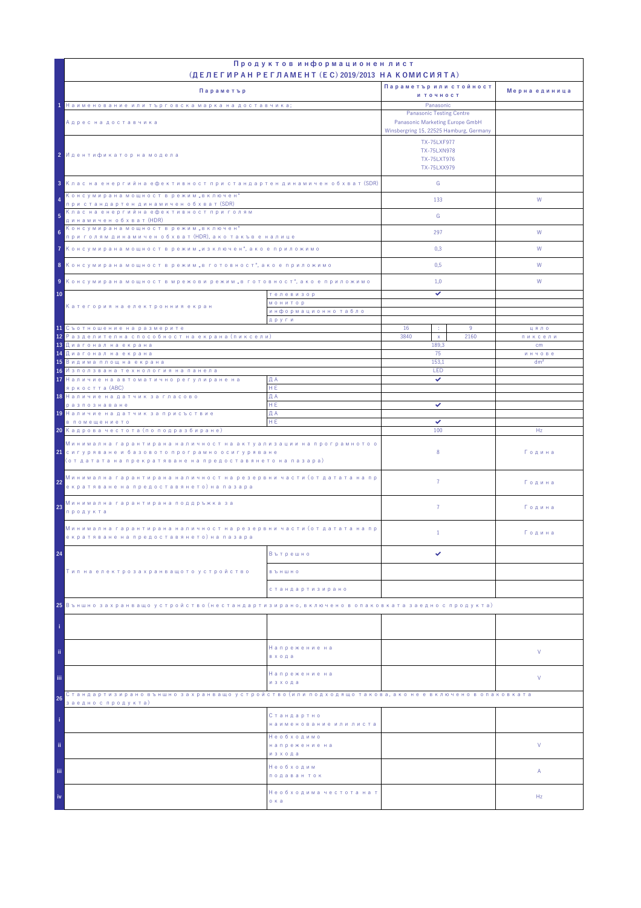# Продуктов информационен лист

## (ДЕЛЕГИРАН РЕГЛАМЕНТ (ЕС) 2019/2013 НА КОМИСИЯТА)

| | Параметър | | Параметър или стойност и точност | Мерна единица |
|---|---|---|---|---|
| 1 | Наименование или търговска марка на доставчика: | | Panasonic | |
| | Адрес на доставчика | | Panasonic Testing Centre<br>Panasonic Marketing Europe GmbH<br>Winsbergring 15, 22525 Hamburg, Germany | |
| 2 | Идентификатор на модела | | TX-75LXF977<br>TX-75LXN978<br>TX-75LXT976<br>TX-75LXX979 | |
| 3 | Клас на енергийна ефективност при стандартен динамичен обхват (SDR) | | G | |
| 4 | Консумирана мощност в режим „включен" при стандартен динамичен обхват (SDR) | | 133 | W |
| 5 | Клас на енергийна ефективност при голям динамичен обхват (HDR) | | G | |
| 6 | Консумирана мощност в режим „включен" при голям динамичен обхват (HDR), ако такъв е налице | | 297 | W |
| 7 | Консумирана мощност в режим „изключен", ако е приложимо | | 0,3 | W |
| 8 | Консумирана мощност в режим „в готовност", ако е приложимо | | 0,5 | W |
| 9 | Консумирана мощност в мрежови режим „в готовност", ако е приложимо | | 1,0 | W |
| 10 | Категория на електронния екран | телевизор | ✔ | |
| | | монитор | | |
| | | информационно табло | | |
| | | други | | |
| 11 | Съотношение на размерите | | 16 : 9 | цяло |
| 12 | Разделителна способност на екрана (пиксели) | | 3840 x 2160 | пиксели |
| 13 | Диагонал на екрана | | 189,3 | cm |
| 14 | Диагонал на екрана | | 75 | инчове |
| 15 | Видима площ на екрана | | 153,1 | dm² |
| 16 | Използвана технология на панела | | LED | |
| 17 | Наличие на автоматично регулиране на яркостта (ABC) | ДА | ✔ | |
| | | НЕ | | |
| 18 | Наличие на датчик за гласово разпознаване | ДА | | |
| | | НЕ | ✔ | |
| 19 | Наличие на датчик за присъствие в помещението | ДА | | |
| | | НЕ | ✔ | |
| 20 | Кадрова честота (по подразбиране) | | 100 | Hz |
| 21 | Минимална гарантирана наличност на актуализации на програмното осигуряване и базовото програмно осигуряване (от датата на прекратяване на предоставянето на пазара) | | 8 | Година |
| 22 | Минимална гарантирана наличност на резервни части (от датата на прекратяване на предоставянето) на пазара | | 7 | Година |
| 23 | Минимална гарантирана поддръжка за продукта | | 7 | Година |
| | Минимална гарантирана наличност на резервни части (от датата на прекратяване на предоставянето) на пазара | | 1 | Година |
| 24 | Тип на електрозахранващото устройство | Вътрешно | ✔ | |
| | | външно | | |
| | | стандартизирано | | |
| 25 | Външно захранващо устройство (нестандартизирано, включено в опаковката заедно с продукта) | | | |
| i | | | | |
| ii | | Напрежение на входа | | V |
| iii | | Напрежение на изхода | | V |
| 26 | Стандартизирано външно захранващо устройство (или подходящо такова, ако не е включено в опаковката заедно с продукта) | | | |
| i | | Стандартно наименование или листа | | |
| ii | | Необходимо напрежение на изхода | | V |
| iii | | Необходим подаван ток | | A |
| iv | | Необходима честота на тока | | Hz |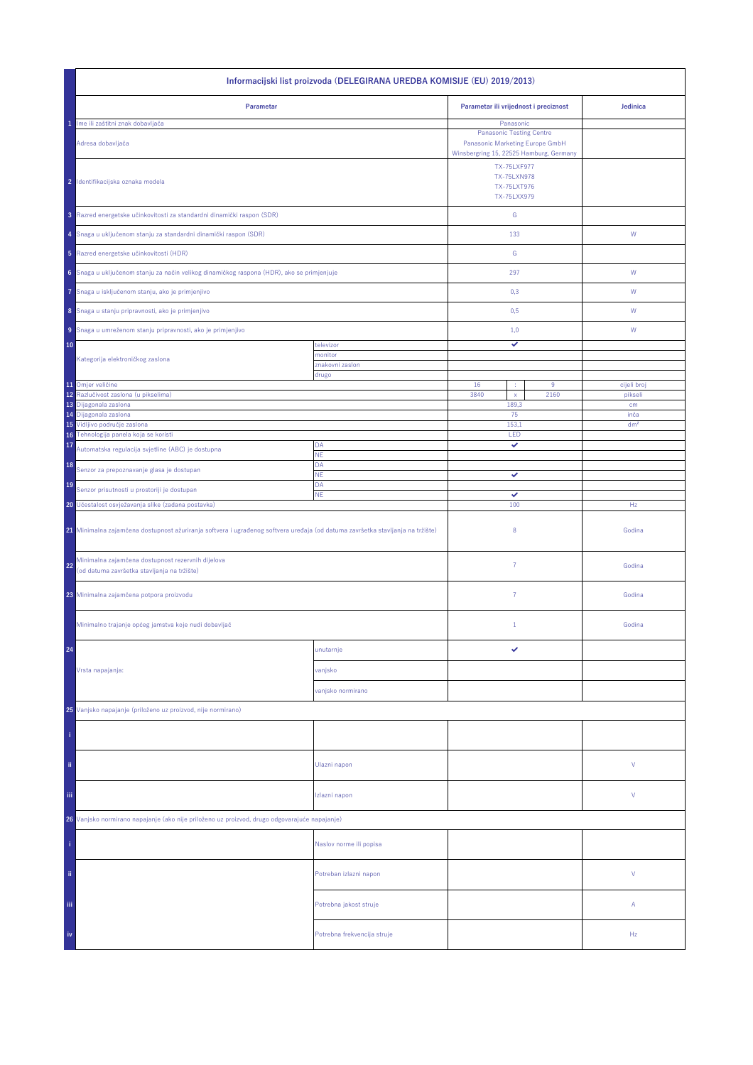| | Informacijski list proizvoda (DELEGIRANA UREDBA KOMISIJE (EU) 2019/2013) | | | | | |
|---|---|---|---|---|---|---|
| | **Parametar** | | **Parametar ili vrijednost i preciznost** | | | **Jedinica** |
| 1 | Ime ili zaštitni znak dobavljača | | Panasonic | | | |
| | Adresa dobavljača | | Panasonic Testing Centre<br>Panasonic Marketing Europe GmbH<br>Winsbergring 15, 22525 Hamburg, Germany | | | |
| 2 | Identifikacijska oznaka modela | | TX-75LXF977<br>TX-75LXN978<br>TX-75LXT976<br>TX-75LXX979 | | | |
| 3 | Razred energetske učinkovitosti za standardni dinamički raspon (SDR) | | G | | | |
| 4 | Snaga u uključenom stanju za standardni dinamički raspon (SDR) | | 133 | | | W |
| 5 | Razred energetske učinkovitosti (HDR) | | G | | | |
| 6 | Snaga u uključenom stanju za način velikog dinamičkog raspona (HDR), ako se primjenjuje | | 297 | | | W |
| 7 | Snaga u isključenom stanju, ako je primjenjivo | | 0,3 | | | W |
| 8 | Snaga u stanju pripravnosti, ako je primjenjivo | | 0,5 | | | W |
| 9 | Snaga u umreženom stanju pripravnosti, ako je primjenjivo | | 1,0 | | | W |
| 10 | Kategorija elektroničkog zaslona | televizor | ✔ | | | |
| | | monitor | | | | |
| | | znakovni zaslon | | | | |
| | | drugo | | | | |
| 11 | Omjer veličine | | 16 | : | 9 | cijeli broj |
| 12 | Razlučivost zaslona (u pikselima) | | 3840 | x | 2160 | pikseli |
| 13 | Dijagonala zaslona | | 189,3 | | | cm |
| 14 | Dijagonala zaslona | | 75 | | | inča |
| 15 | Vidljivo područje zaslona | | 153,1 | | | dm² |
| 16 | Tehnologija panela koja se koristi | | LED | | | |
| 17 | Automatska regulacija svjetline (ABC) je dostupna | DA | ✔ | | | |
| | | NE | | | | |
| 18 | Senzor za prepoznavanje glasa je dostupan | DA | | | | |
| | | NE | ✔ | | | |
| 19 | Senzor prisutnosti u prostoriji je dostupan | DA | | | | |
| | | NE | ✔ | | | |
| 20 | Učestalost osvježavanja slike (zadana postavka) | | 100 | | | Hz |
| 21 | Minimalna zajamčena dostupnost ažuriranja softvera i ugrađenog softvera uređaja (od datuma završetka stavljanja na tržište) | | 8 | | | Godina |
| 22 | Minimalna zajamčena dostupnost rezervnih dijelova (od datuma završetka stavljanja na tržište) | | 7 | | | Godina |
| 23 | Minimalna zajamčena potpora proizvodu | | 7 | | | Godina |
| | Minimalno trajanje općeg jamstva koje nudi dobavljač | | 1 | | | Godina |
| 24 | Vrsta napajanja: | unutarnje | ✔ | | | |
| | | vanjsko | | | | |
| | | vanjsko normirano | | | | |
| 25 | Vanjsko napajanje (priloženo uz proizvod, nije normirano) | | | | | |
| i | | | | | | |
| ii | | Ulazni napon | | | | V |
| iii | | Izlazni napon | | | | V |
| 26 | Vanjsko normirano napajanje (ako nije priloženo uz proizvod, drugo odgovarajuće napajanje) | | | | | |
| i | | Naslov norme ili popisa | | | | |
| ii | | Potreban izlazni napon | | | | V |
| iii | | Potrebna jakost struje | | | | A |
| iv | | Potrebna frekvencija struje | | | | Hz |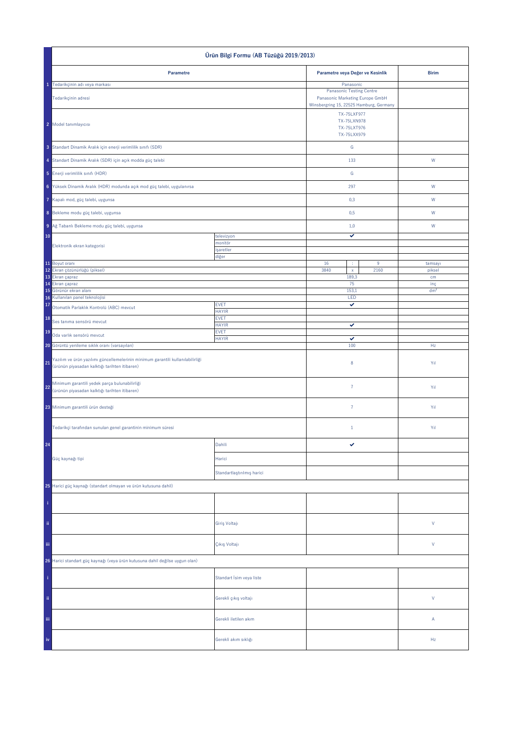# Ürün Bilgi Formu (AB Tüzüğü 2019/2013)

| | Parametre | | Parametre veya Değer ve Kesinlik | | | Birim |
|---|---|---|---|---|---|---|
| 1 | Tedarikçinin adı veya markası | | Panasonic | | | |
| | Tedarikçinin adresi | | Panasonic Testing Centre<br>Panasonic Marketing Europe GmbH<br>Winsbergring 15, 22525 Hamburg, Germany | | | |
| 2 | Model tanımlayıcısı | | TX-75LXF977<br>TX-75LXN978<br>TX-75LXT976<br>TX-75LXX979 | | | |
| 3 | Standart Dinamik Aralık için enerji verimlilik sınıfı (SDR) | | G | | | |
| 4 | Standart Dinamik Aralık (SDR) için açık modda güç talebi | | 133 | | | W |
| 5 | Enerji verimlilik sınıfı (HDR) | | G | | | |
| 6 | Yüksek Dinamik Aralık (HDR) modunda açık mod güç talebi, uygulanırsa | | 297 | | | W |
| 7 | Kapalı mod, güç talebi, uygunsa | | 0,3 | | | W |
| 8 | Bekleme modu güç talebi, uygunsa | | 0,5 | | | W |
| 9 | Ağ Tabanlı Bekleme modu güç talebi, uygunsa | | 1,0 | | | W |
| 10 | Elektronik ekran kategorisi | televizyon | ✔ | | | |
| | | monitör | | | | |
| | | işaretler | | | | |
| | | diğer | | | | |
| 11 | Boyut oranı | | 16 | : | 9 | tamsayı |
| 12 | Ekran çözünürlüğü (piksel) | | 3840 | x | 2160 | piksel |
| 13 | Ekran çapraz | | 189,3 | | | cm |
| 14 | Ekran çapraz | | 75 | | | inç |
| 15 | Görünür ekran alanı | | 153,1 | | | dm² |
| 16 | Kullanılan panel teknolojisi | | LED | | | |
| 17 | Otomatik Parlaklık Kontrolü (ABC) mevcut | EVET | ✔ | | | |
| | | HAYIR | | | | |
| 18 | Ses tanıma sensörü mevcut | EVET | | | | |
| | | HAYIR | ✔ | | | |
| 19 | Oda varlık sensörü mevcut | EVET | | | | |
| | | HAYIR | ✔ | | | |
| 20 | Görüntü yenileme sıklık oranı (varsayılan) | | 100 | | | Hz |
| 21 | Yazılım ve ürün yazılımı güncellemelerinin minimum garantili kullanılabilirliği (ürünün piyasadan kalktığı tarihten itibaren) | | 8 | | | Yıl |
| 22 | Minimum garantili yedek parça bulunabilirliği (ürünün piyasadan kalktığı tarihten itibaren) | | 7 | | | Yıl |
| 23 | Minimum garantili ürün desteği | | 7 | | | Yıl |
| | Tedarikçi tarafından sunulan genel garantinin minimum süresi | | 1 | | | Yıl |
| 24 | Güç kaynağı tipi | Dahili | ✔ | | | |
| | | Harici | | | | |
| | | Standartlaştırılmış harici | | | | |
| 25 | Harici güç kaynağı (standart olmayan ve ürün kutusuna dahil) | | | | | |
| i | | | | | | |
| ii | | Giriş Voltajı | | | | V |
| iii | | Çıkış Voltajı | | | | V |
| 26 | Harici standart güç kaynağı (veya ürün kutusuna dahil değilse uygun olan) | | | | | |
| i | | Standart İsim veya liste | | | | |
| ii | | Gerekli çıkış voltajı | | | | V |
| iii | | Gerekli iletilen akım | | | | A |
| iv | | Gerekli akım sıklığı | | | | Hz |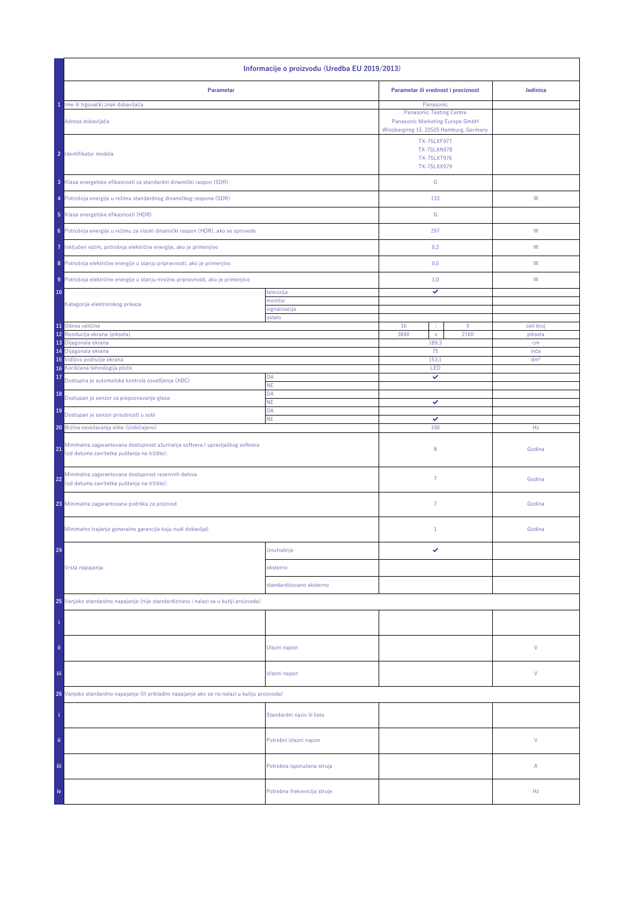| | Informacije o proizvodu (Uredba EU 2019/2013) | | | | | |
|---|---|---|---|---|---|---|
| | **Parametar** | | **Parametar ili vrednost i preciznost** | | | **Jedinica** |
| 1 | Ime ili trgovački znak dobavljača | | Panasonic | | | |
| | Adresa dobavljača | | Panasonic Testing Centre<br>Panasonic Marketing Europe GmbH<br>Winsbergring 15, 22525 Hamburg, Germany | | | |
| 2 | Identifikator modela | | TX-75LXF977<br>TX-75LXN978<br>TX-75LXT976<br>TX-75LXX979 | | | |
| 3 | Klasa energetske efikasnosti za standardni dinamički raspon (SDR) | | G | | | |
| 4 | Potrošnja energije u režimu standardnog dinamičkog raspona (SDR) | | 133 | | | W |
| 5 | Klasa energetske efikasnosti (HDR) | | G | | | |
| 6 | Potrošnja energije u režimu za visoki dinamički raspon (HDR), ako se sprovede | | 297 | | | W |
| 7 | Isključen režim, potrošnja električne energije, ako je primenjivo | | 0,3 | | | W |
| 8 | Potrošnja električne energije u stanju pripravnosti, ako je primenjivo | | 0,5 | | | W |
| 9 | Potrošnja električne energije u stanju mrežne pripravnosti, ako je primenjivo | | 1,0 | | | W |
| 10 | Kategorija elektronskog prikaza | televizija | ✔ | | | |
| | | monitor | | | | |
| | | signalizacija | | | | |
| | | ostalo | | | | |
| 11 | Odnos veličine | | 16 | : | 9 | celi broj |
| 12 | Rezolucija ekrana (piksela) | | 3840 | x | 2160 | piksela |
| 13 | Dijagonala ekrana | | 189,3 | | | cm |
| 14 | Dijagonala ekrana | | 75 | | | inča |
| 15 | Vidljivo područje ekrana | | 153,1 | | | dm² |
| 16 | Korišćena tehnologija ploče | | LED | | | |
| 17 | Dostupna je automatska kontrola osvetljenja (ABC) | DA | ✔ | | | |
| | | NE | | | | |
| 18 | Dostupan je senzor za prepoznavanje glasa | DA | | | | |
| | | NE | ✔ | | | |
| 19 | Dostupan je senzor prisutnosti u sobi | DA | | | | |
| | | NE | ✔ | | | |
| 20 | Brzina osvežavanja slike (Uobičajeno) | | 100 | | | Hz |
| 21 | Minimalna zagarantovana dostupnost ažuriranja softvera i upravljačkog softvera (od datuma završetka puštanja na tržište): | | 8 | | | Godina |
| 22 | Minimalna zagarantovana dostupnost rezervnih delova (od datuma završetka puštanja na tržište): | | 7 | | | Godina |
| 23 | Minimalna zagarantovana podrška za proizvod | | 7 | | | Godina |
| | Minimalno trajanje generalne garancije koju nudi dobavljač | | 1 | | | Godina |
| 24 | Vrsta napajanja | Unutrašnje | ✔ | | | |
| | | eksterno | | | | |
| | | standardizovano eksterno | | | | |
| 25 | Vanjsko standardno napajanje (nije standardizirano i nalazi se u kutiji proizvoda) | | | | | |
| i | | | | | | |
| ii | | Ulazni napon | | | | V |
| iii | | Izlazni napon | | | | V |
| 26 | Vanjsko standardno napajanje (ili prikladno napajanje ako se ne nalazi u kutiju proizvoda) | | | | | |
| i | | Standardni naziv ili lista | | | | |
| ii | | Potrebni izlazni napon | | | | V |
| iii | | Potrebna isporučena struja | | | | A |
| iv | | Potrebna frekvencija struje | | | | Hz |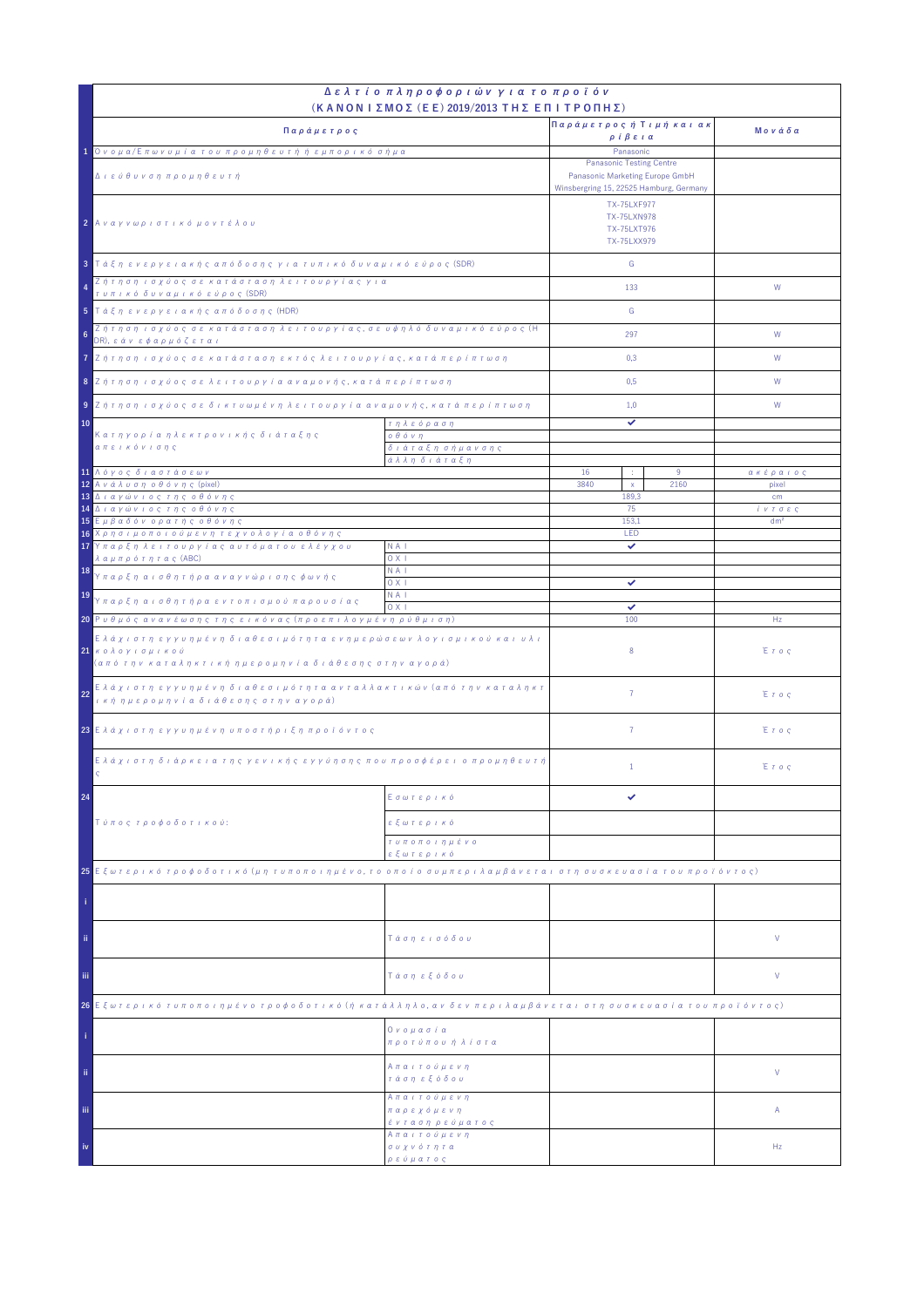# Δελτίο πληροφοριών για το προϊόν
## (ΚΑΝΟΝΙΣΜΟΣ (ΕΕ) 2019/2013 ΤΗΣ ΕΠΙΤΡΟΠΗΣ)

| | Παράμετρος | | Παράμετρος ή Τιμή και ακρίβεια | | | Μονάδα |
|---|---|---|---|---|---|---|
| 1 | Ονομα/Επωνυμία του προμηθευτή ή εμπορικό σήμα | | Panasonic | | | |
| | Διεύθυνση προμηθευτή | | Panasonic Testing Centre<br>Panasonic Marketing Europe GmbH<br>Winsbergring 15, 22525 Hamburg, Germany | | | |
| 2 | Αναγνωριστικό μοντέλου | | TX-75LXF977<br>TX-75LXN978<br>TX-75LXT976<br>TX-75LXX979 | | | |
| 3 | Τάξη ενεργειακής απόδοσης για τυπικό δυναμικό εύρος (SDR) | | G | | | |
| 4 | Ζήτηση ισχύος σε κατάσταση λειτουργίας για τυπικό δυναμικό εύρος (SDR) | | 133 | | | W |
| 5 | Τάξη ενεργειακής απόδοσης (HDR) | | G | | | |
| 6 | Ζήτηση ισχύος σε κατάσταση λειτουργίας, σε υψηλό δυναμικό εύρος (HDR), εάν εφαρμόζεται | | 297 | | | W |
| 7 | Ζήτηση ισχύος σε κατάσταση εκτός λειτουργίας, κατά περίπτωση | | 0,3 | | | W |
| 8 | Ζήτηση ισχύος σε λειτουργία αναμονής, κατά περίπτωση | | 0,5 | | | W |
| 9 | Ζήτηση ισχύος σε δικτυωμένη λειτουργία αναμονής, κατά περίπτωση | | 1,0 | | | W |
| 10 | Κατηγορία ηλεκτρονικής διάταξης απεικόνισης | τηλεόραση | ✔ | | | |
| | | οθόνη | | | | |
| | | διάταξη σήμανσης | | | | |
| | | άλλη διάταξη | | | | |
| 11 | Λόγος διαστάσεων | | 16 | : | 9 | ακέραιος |
| 12 | Ανάλυση οθόνης (pixel) | | 3840 | x | 2160 | pixel |
| 13 | Διαγώνιος της οθόνης | | 189,3 | | | cm |
| 14 | Διαγώνιος της οθόνης | | 75 | | | ίντσες |
| 15 | Εμβαδόν ορατής οθόνης | | 153,1 | | | dm² |
| 16 | Χρησιμοποιούμενη τεχνολογία οθόνης | | LED | | | |
| 17 | Υπαρξη λειτουργίας αυτόματου ελέγχου λαμπρότητας (ABC) | ΝΑΙ | ✔ | | | |
| | | ΟΧΙ | | | | |
| 18 | Υπαρξη αισθητήρα αναγνώρισης φωνής | ΝΑΙ | | | | |
| | | ΟΧΙ | ✔ | | | |
| 19 | Υπαρξη αισθητήρα εντοπισμού παρουσίας | ΝΑΙ | | | | |
| | | ΟΧΙ | ✔ | | | |
| 20 | Ρυθμός ανανέωσης της εικόνας (προεπιλογμένη ρύθμιση) | | 100 | | | Hz |
| 21 | Ελάχιστη εγγυημένη διαθεσιμότητα ενημερώσεων λογισμικού και υλικολογισμικού (από την καταληκτική ημερομηνία διάθεσης στην αγορά) | | 8 | | | Έτος |
| 22 | Ελάχιστη εγγυημένη διαθεσιμότητα ανταλλακτικών (από την καταληκτική ημερομηνία διάθεσης στην αγορά) | | 7 | | | Έτος |
| 23 | Ελάχιστη εγγυημένη υποστήριξη προϊόντος | | 7 | | | Έτος |
| | Ελάχιστη διάρκεια της γενικής εγγύησης που προσφέρει ο προμηθευτής | | 1 | | | Έτος |
| 24 | Τύπος τροφοδοτικού: | Εσωτερικό | ✔ | | | |
| | | εξωτερικό | | | | |
| | | τυποποιημένο εξωτερικό | | | | |
| 25 | Εξωτερικό τροφοδοτικό (μη τυποποιημένο, το οποίο συμπεριλαμβάνεται στη συσκευασία του προϊόντος) | | | | | |
| i | | | | | | |
| ii | | Τάση εισόδου | | | | V |
| iii | | Τάση εξόδου | | | | V |
| 26 | Εξωτερικό τυποποιημένο τροφοδοτικό (ή κατάλληλο, αν δεν περιλαμβάνεται στη συσκευασία του προϊόντος) | | | | | |
| i | | Ονομασία προτύπου ή λίστα | | | | |
| ii | | Απαιτούμενη τάση εξόδου | | | | V |
| iii | | Απαιτούμενη παρεχόμενη ένταση ρεύματος | | | | A |
| iv | | Απαιτούμενη συχνότητα ρεύματος | | | | Hz |